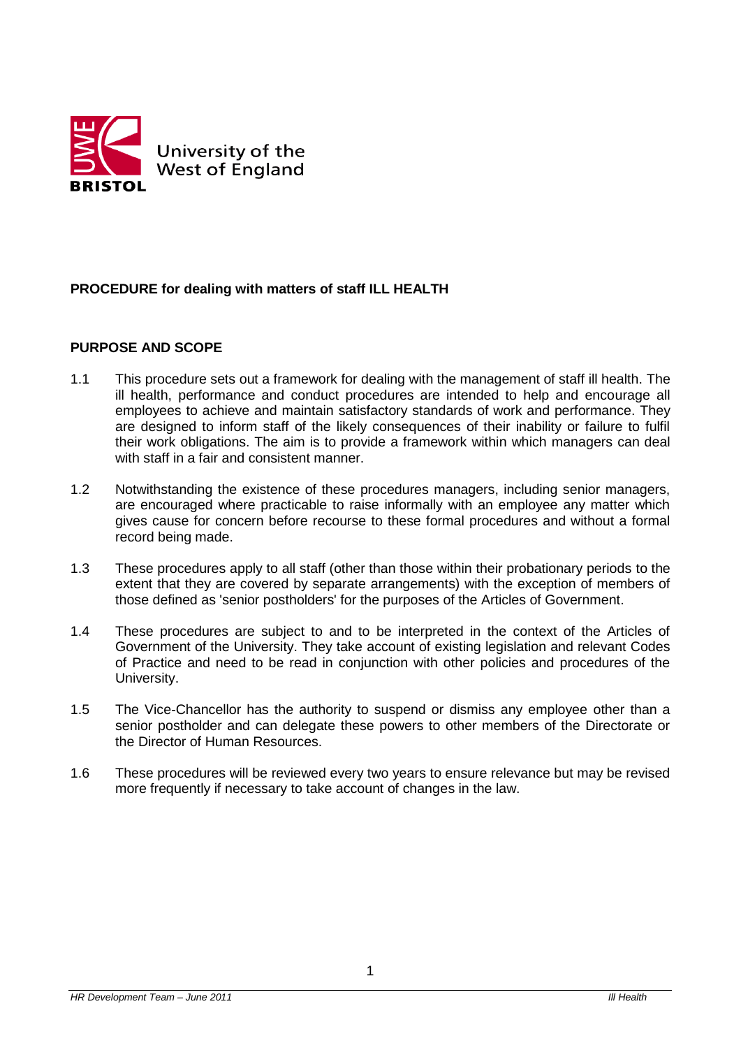University of the West of England

BRISTOL

**PROCEDURE for dealing with matters of staff ILL HEALTH**

**PURPOSE AND SCOPE**

1.1 This procedure sets out a framework for dealing with the management of staff ill health. The ill health, performance and conduct procedures are intended to help and encourage all employees to achieve and maintain satisfactory standards of work and performance. They are designed to inform staff of the likely consequences of their inability or failure to fulfil their work obligations. The aim is to provide a framework within which managers can deal with staff in a fair and consistent manner.

1.2 Notwithstanding the existence of these procedures managers, including senior managers, are encouraged where practicable to raise informally with an employee any matter which gives cause for concern before recourse to these formal procedures and without a formal record being made.

1.3 These procedures apply to all staff (other than those within their probationary periods to the extent that they are covered by separate arrangements) with the exception of members of those defined as 'senior postholders' for the purposes of the Articles of Government.

1.4 These procedures are subject to and to be interpreted in the context of the Articles of Government of the University. They take account of existing legislation and relevant Codes of Practice and need to be read in conjunction with other policies and procedures of the University.

1.5 The Vice-Chancellor has the authority to suspend or dismiss any employee other than a senior postholder and can delegate these powers to other members of the Directorate or the Director of Human Resources.

1.6 These procedures will be reviewed every two years to ensure relevance but may be revised more frequently if necessary to take account of changes in the law.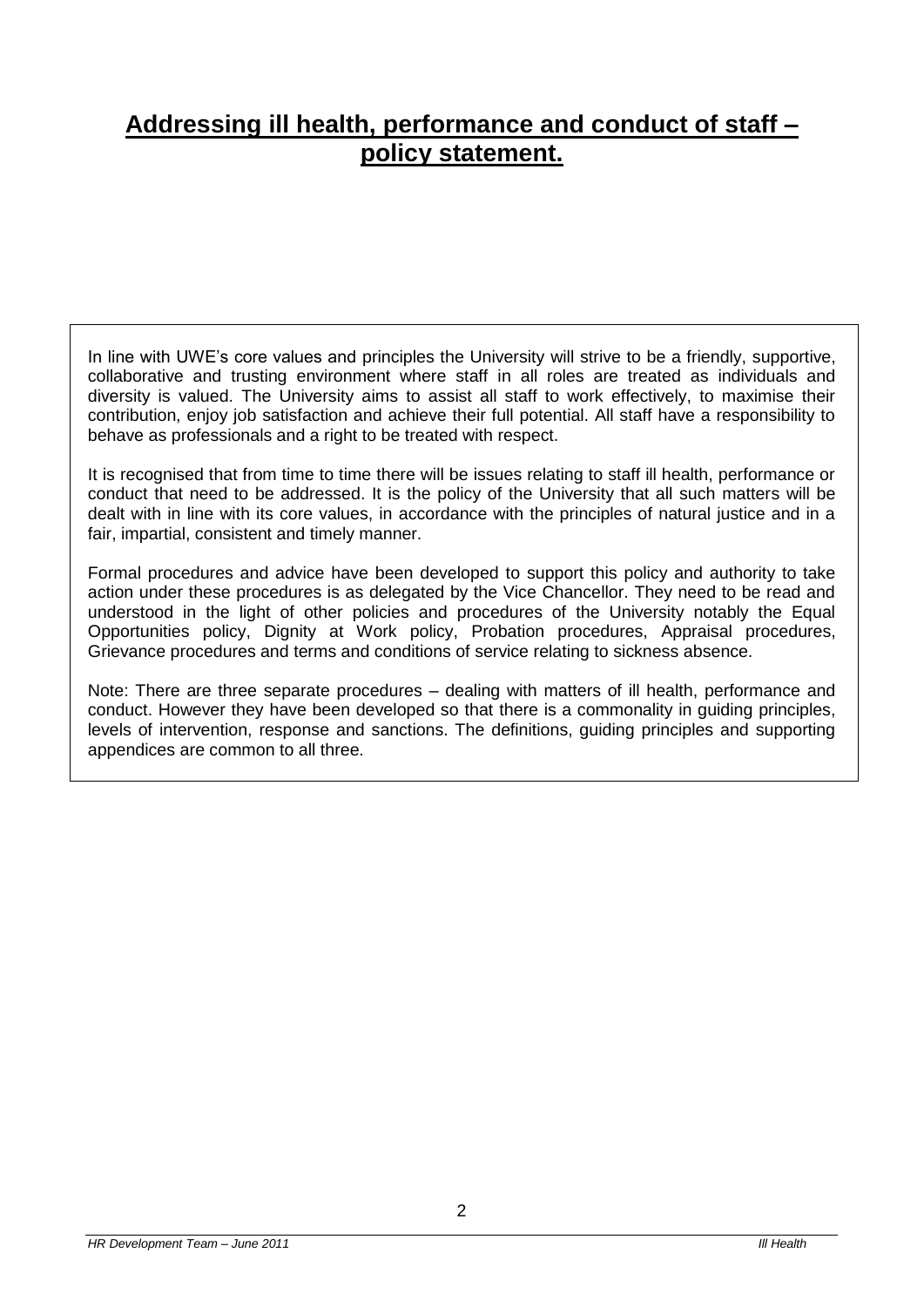# Addressing ill health, performance and conduct of staff – policy statement.

In line with UWE's core values and principles the University will strive to be a friendly, supportive, collaborative and trusting environment where staff in all roles are treated as individuals and diversity is valued. The University aims to assist all staff to work effectively, to maximise their contribution, enjoy job satisfaction and achieve their full potential. All staff have a responsibility to behave as professionals and a right to be treated with respect.

It is recognised that from time to time there will be issues relating to staff ill health, performance or conduct that need to be addressed. It is the policy of the University that all such matters will be dealt with in line with its core values, in accordance with the principles of natural justice and in a fair, impartial, consistent and timely manner.

Formal procedures and advice have been developed to support this policy and authority to take action under these procedures is as delegated by the Vice Chancellor. They need to be read and understood in the light of other policies and procedures of the University notably the Equal Opportunities policy, Dignity at Work policy, Probation procedures, Appraisal procedures, Grievance procedures and terms and conditions of service relating to sickness absence.

Note: There are three separate procedures – dealing with matters of ill health, performance and conduct. However they have been developed so that there is a commonality in guiding principles, levels of intervention, response and sanctions. The definitions, guiding principles and supporting appendices are common to all three.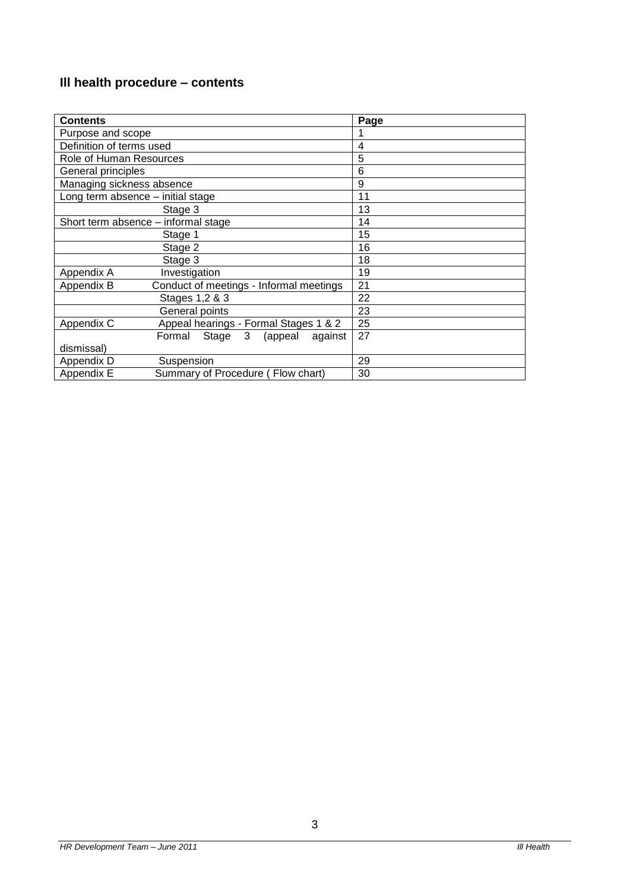## Ill health procedure – contents

| Contents | Page |
|---|---|
| Purpose and scope | 1 |
| Definition of terms used | 4 |
| Role of Human Resources | 5 |
| General principles | 6 |
| Managing sickness absence | 9 |
| Long term absence – initial stage | 11 |
| Stage 3 | 13 |
| Short term absence – informal stage | 14 |
| Stage 1 | 15 |
| Stage 2 | 16 |
| Stage 3 | 18 |
| Appendix A Investigation | 19 |
| Appendix B Conduct of meetings - Informal meetings | 21 |
| Stages 1,2 & 3 | 22 |
| General points | 23 |
| Appendix C Appeal hearings - Formal Stages 1 & 2 | 25 |
| Formal Stage 3 (appeal against dismissal) | 27 |
| Appendix D Suspension | 29 |
| Appendix E Summary of Procedure ( Flow chart) | 30 |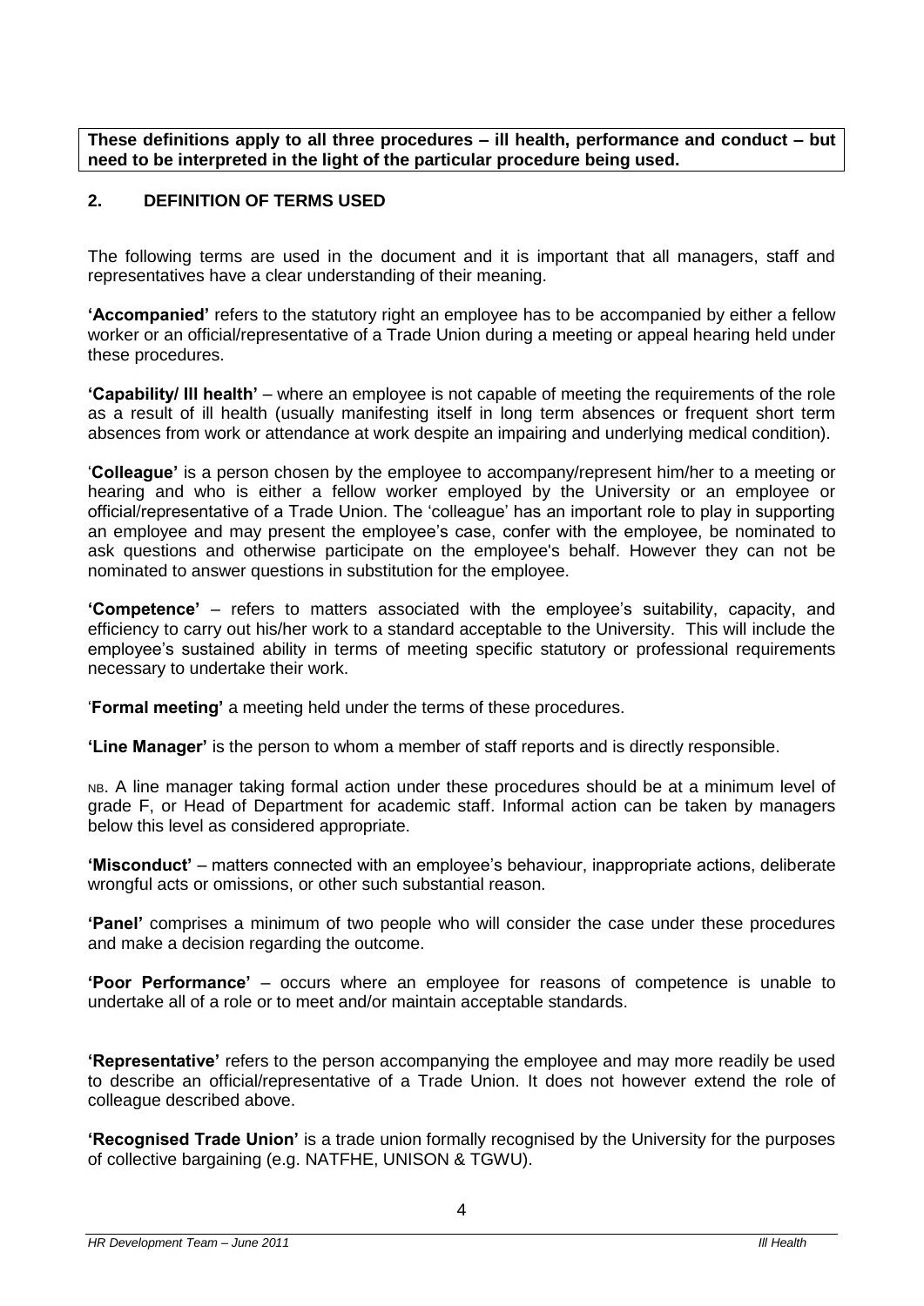**These definitions apply to all three procedures – ill health, performance and conduct – but need to be interpreted in the light of the particular procedure being used.**

## 2. DEFINITION OF TERMS USED

The following terms are used in the document and it is important that all managers, staff and representatives have a clear understanding of their meaning.

**'Accompanied'** refers to the statutory right an employee has to be accompanied by either a fellow worker or an official/representative of a Trade Union during a meeting or appeal hearing held under these procedures.

**'Capability/ Ill health'** – where an employee is not capable of meeting the requirements of the role as a result of ill health (usually manifesting itself in long term absences or frequent short term absences from work or attendance at work despite an impairing and underlying medical condition).

'**Colleague'** is a person chosen by the employee to accompany/represent him/her to a meeting or hearing and who is either a fellow worker employed by the University or an employee or official/representative of a Trade Union. The 'colleague' has an important role to play in supporting an employee and may present the employee's case, confer with the employee, be nominated to ask questions and otherwise participate on the employee's behalf. However they can not be nominated to answer questions in substitution for the employee.

**'Competence'** – refers to matters associated with the employee's suitability, capacity, and efficiency to carry out his/her work to a standard acceptable to the University. This will include the employee's sustained ability in terms of meeting specific statutory or professional requirements necessary to undertake their work.

'**Formal meeting'** a meeting held under the terms of these procedures.

**'Line Manager'** is the person to whom a member of staff reports and is directly responsible.

NB. A line manager taking formal action under these procedures should be at a minimum level of grade F, or Head of Department for academic staff. Informal action can be taken by managers below this level as considered appropriate.

**'Misconduct'** – matters connected with an employee's behaviour, inappropriate actions, deliberate wrongful acts or omissions, or other such substantial reason.

**'Panel'** comprises a minimum of two people who will consider the case under these procedures and make a decision regarding the outcome.

**'Poor Performance'** – occurs where an employee for reasons of competence is unable to undertake all of a role or to meet and/or maintain acceptable standards.

**'Representative'** refers to the person accompanying the employee and may more readily be used to describe an official/representative of a Trade Union. It does not however extend the role of colleague described above.

**'Recognised Trade Union'** is a trade union formally recognised by the University for the purposes of collective bargaining (e.g. NATFHE, UNISON & TGWU).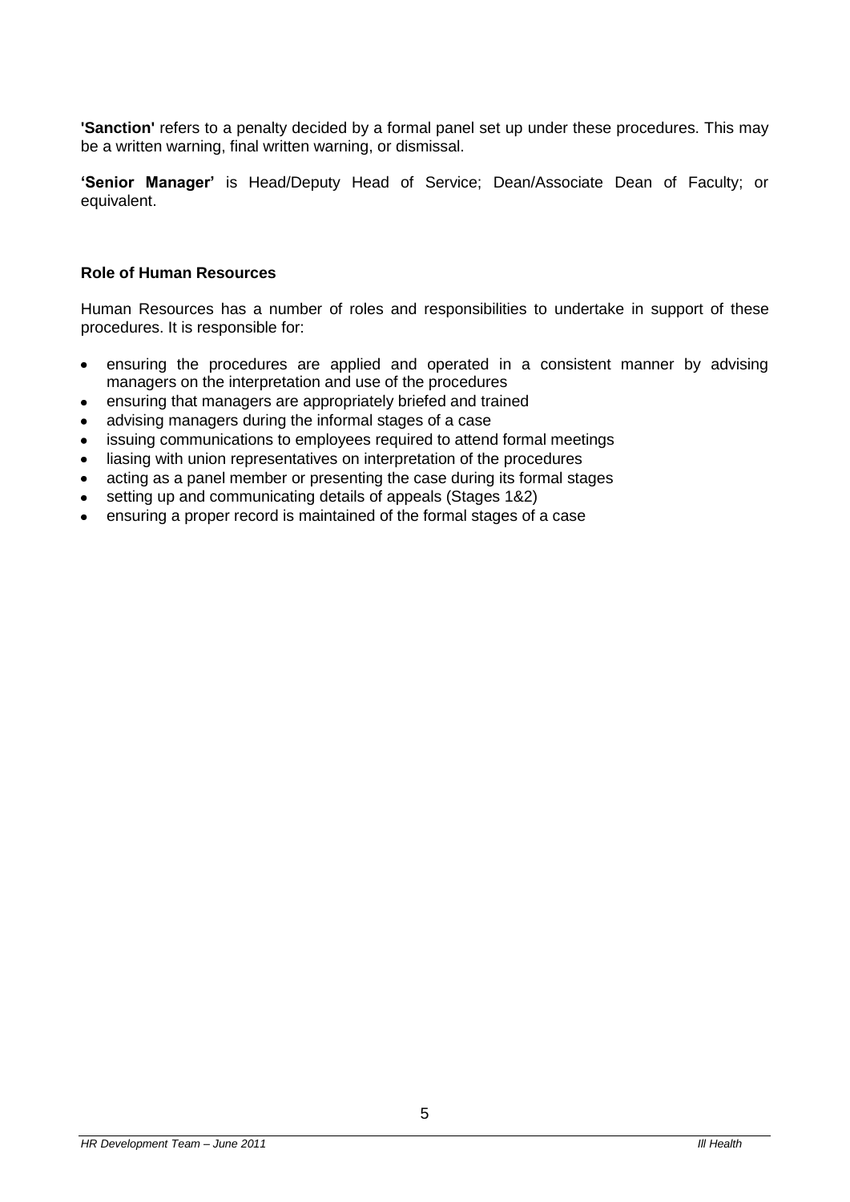**'Sanction'** refers to a penalty decided by a formal panel set up under these procedures. This may be a written warning, final written warning, or dismissal.

**'Senior Manager'** is Head/Deputy Head of Service; Dean/Associate Dean of Faculty; or equivalent.

### Role of Human Resources

Human Resources has a number of roles and responsibilities to undertake in support of these procedures. It is responsible for:

- ensuring the procedures are applied and operated in a consistent manner by advising managers on the interpretation and use of the procedures
- ensuring that managers are appropriately briefed and trained
- advising managers during the informal stages of a case
- issuing communications to employees required to attend formal meetings
- liasing with union representatives on interpretation of the procedures
- acting as a panel member or presenting the case during its formal stages
- setting up and communicating details of appeals (Stages 1&2)
- ensuring a proper record is maintained of the formal stages of a case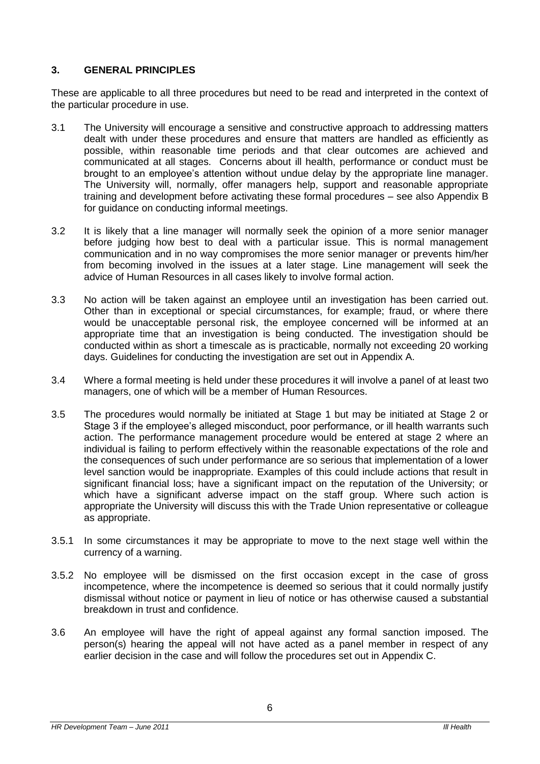## 3. GENERAL PRINCIPLES

These are applicable to all three procedures but need to be read and interpreted in the context of the particular procedure in use.

3.1 The University will encourage a sensitive and constructive approach to addressing matters dealt with under these procedures and ensure that matters are handled as efficiently as possible, within reasonable time periods and that clear outcomes are achieved and communicated at all stages. Concerns about ill health, performance or conduct must be brought to an employee's attention without undue delay by the appropriate line manager. The University will, normally, offer managers help, support and reasonable appropriate training and development before activating these formal procedures – see also Appendix B for guidance on conducting informal meetings.

3.2 It is likely that a line manager will normally seek the opinion of a more senior manager before judging how best to deal with a particular issue. This is normal management communication and in no way compromises the more senior manager or prevents him/her from becoming involved in the issues at a later stage. Line management will seek the advice of Human Resources in all cases likely to involve formal action.

3.3 No action will be taken against an employee until an investigation has been carried out. Other than in exceptional or special circumstances, for example; fraud, or where there would be unacceptable personal risk, the employee concerned will be informed at an appropriate time that an investigation is being conducted. The investigation should be conducted within as short a timescale as is practicable, normally not exceeding 20 working days. Guidelines for conducting the investigation are set out in Appendix A.

3.4 Where a formal meeting is held under these procedures it will involve a panel of at least two managers, one of which will be a member of Human Resources.

3.5 The procedures would normally be initiated at Stage 1 but may be initiated at Stage 2 or Stage 3 if the employee's alleged misconduct, poor performance, or ill health warrants such action. The performance management procedure would be entered at stage 2 where an individual is failing to perform effectively within the reasonable expectations of the role and the consequences of such under performance are so serious that implementation of a lower level sanction would be inappropriate. Examples of this could include actions that result in significant financial loss; have a significant impact on the reputation of the University; or which have a significant adverse impact on the staff group. Where such action is appropriate the University will discuss this with the Trade Union representative or colleague as appropriate.

3.5.1 In some circumstances it may be appropriate to move to the next stage well within the currency of a warning.

3.5.2 No employee will be dismissed on the first occasion except in the case of gross incompetence, where the incompetence is deemed so serious that it could normally justify dismissal without notice or payment in lieu of notice or has otherwise caused a substantial breakdown in trust and confidence.

3.6 An employee will have the right of appeal against any formal sanction imposed. The person(s) hearing the appeal will not have acted as a panel member in respect of any earlier decision in the case and will follow the procedures set out in Appendix C.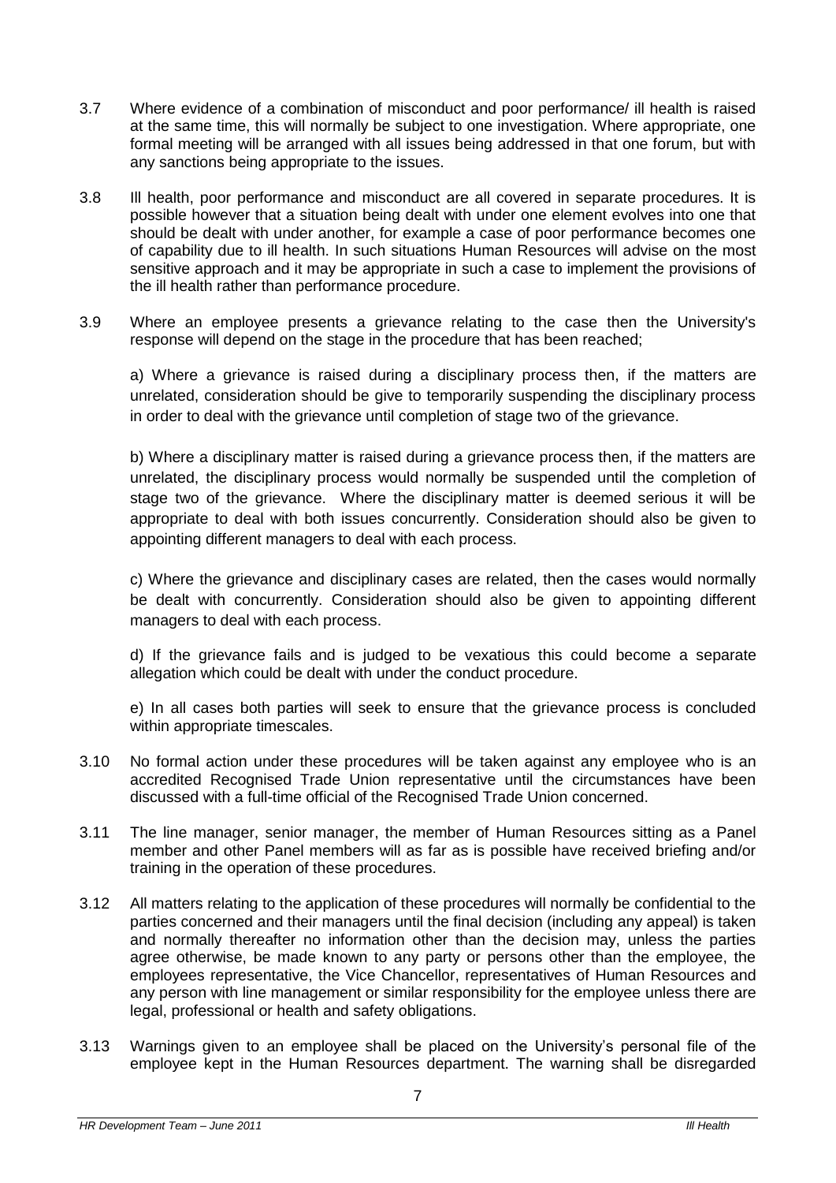3.7 Where evidence of a combination of misconduct and poor performance/ ill health is raised at the same time, this will normally be subject to one investigation. Where appropriate, one formal meeting will be arranged with all issues being addressed in that one forum, but with any sanctions being appropriate to the issues.

3.8 Ill health, poor performance and misconduct are all covered in separate procedures. It is possible however that a situation being dealt with under one element evolves into one that should be dealt with under another, for example a case of poor performance becomes one of capability due to ill health. In such situations Human Resources will advise on the most sensitive approach and it may be appropriate in such a case to implement the provisions of the ill health rather than performance procedure.

3.9 Where an employee presents a grievance relating to the case then the University's response will depend on the stage in the procedure that has been reached;

a) Where a grievance is raised during a disciplinary process then, if the matters are unrelated, consideration should be give to temporarily suspending the disciplinary process in order to deal with the grievance until completion of stage two of the grievance.

b) Where a disciplinary matter is raised during a grievance process then, if the matters are unrelated, the disciplinary process would normally be suspended until the completion of stage two of the grievance. Where the disciplinary matter is deemed serious it will be appropriate to deal with both issues concurrently. Consideration should also be given to appointing different managers to deal with each process.

c) Where the grievance and disciplinary cases are related, then the cases would normally be dealt with concurrently. Consideration should also be given to appointing different managers to deal with each process.

d) If the grievance fails and is judged to be vexatious this could become a separate allegation which could be dealt with under the conduct procedure.

e) In all cases both parties will seek to ensure that the grievance process is concluded within appropriate timescales.

3.10 No formal action under these procedures will be taken against any employee who is an accredited Recognised Trade Union representative until the circumstances have been discussed with a full-time official of the Recognised Trade Union concerned.

3.11 The line manager, senior manager, the member of Human Resources sitting as a Panel member and other Panel members will as far as is possible have received briefing and/or training in the operation of these procedures.

3.12 All matters relating to the application of these procedures will normally be confidential to the parties concerned and their managers until the final decision (including any appeal) is taken and normally thereafter no information other than the decision may, unless the parties agree otherwise, be made known to any party or persons other than the employee, the employees representative, the Vice Chancellor, representatives of Human Resources and any person with line management or similar responsibility for the employee unless there are legal, professional or health and safety obligations.

3.13 Warnings given to an employee shall be placed on the University's personal file of the employee kept in the Human Resources department. The warning shall be disregarded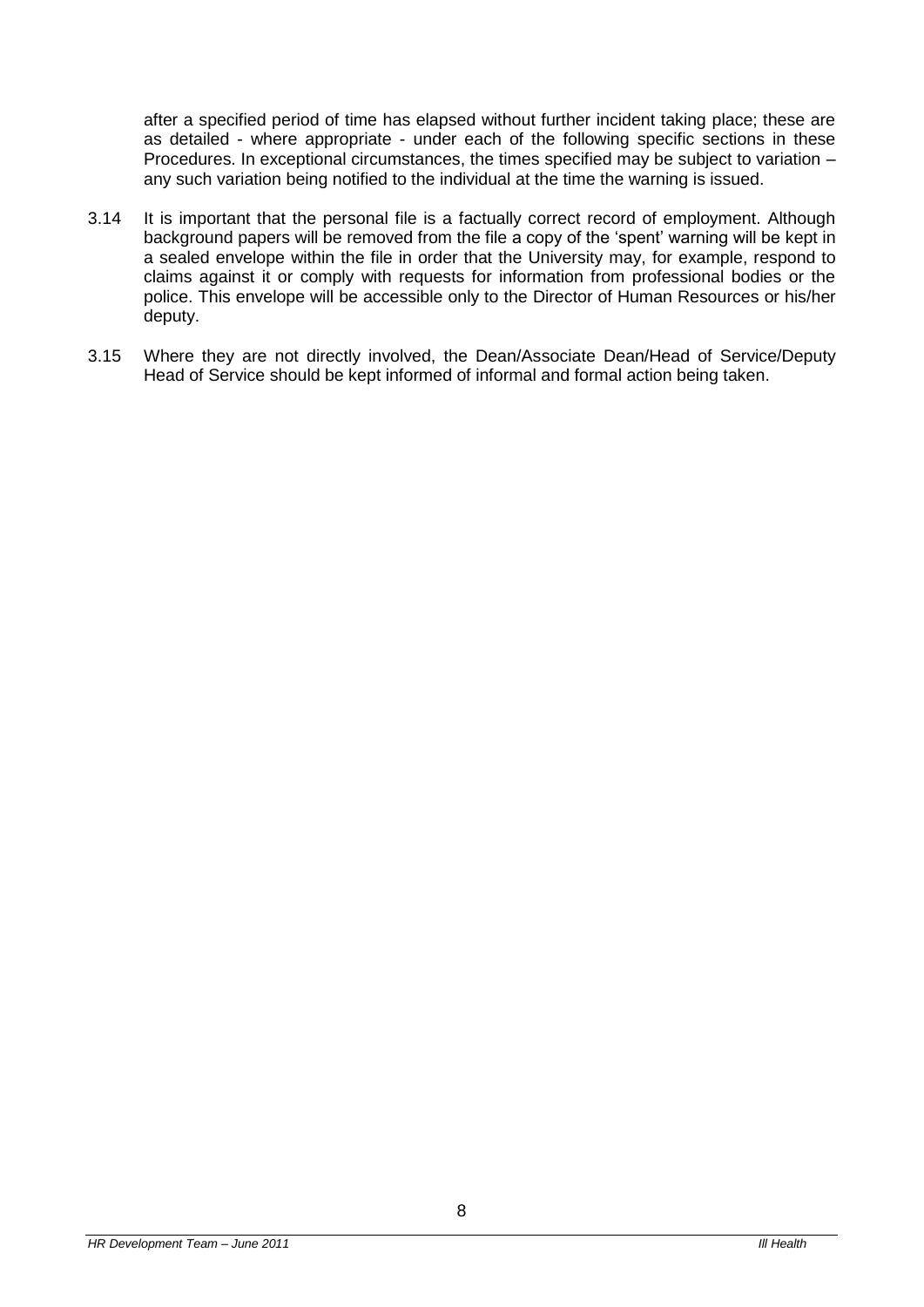after a specified period of time has elapsed without further incident taking place; these are as detailed - where appropriate - under each of the following specific sections in these Procedures. In exceptional circumstances, the times specified may be subject to variation – any such variation being notified to the individual at the time the warning is issued.

3.14 It is important that the personal file is a factually correct record of employment. Although background papers will be removed from the file a copy of the 'spent' warning will be kept in a sealed envelope within the file in order that the University may, for example, respond to claims against it or comply with requests for information from professional bodies or the police. This envelope will be accessible only to the Director of Human Resources or his/her deputy.

3.15 Where they are not directly involved, the Dean/Associate Dean/Head of Service/Deputy Head of Service should be kept informed of informal and formal action being taken.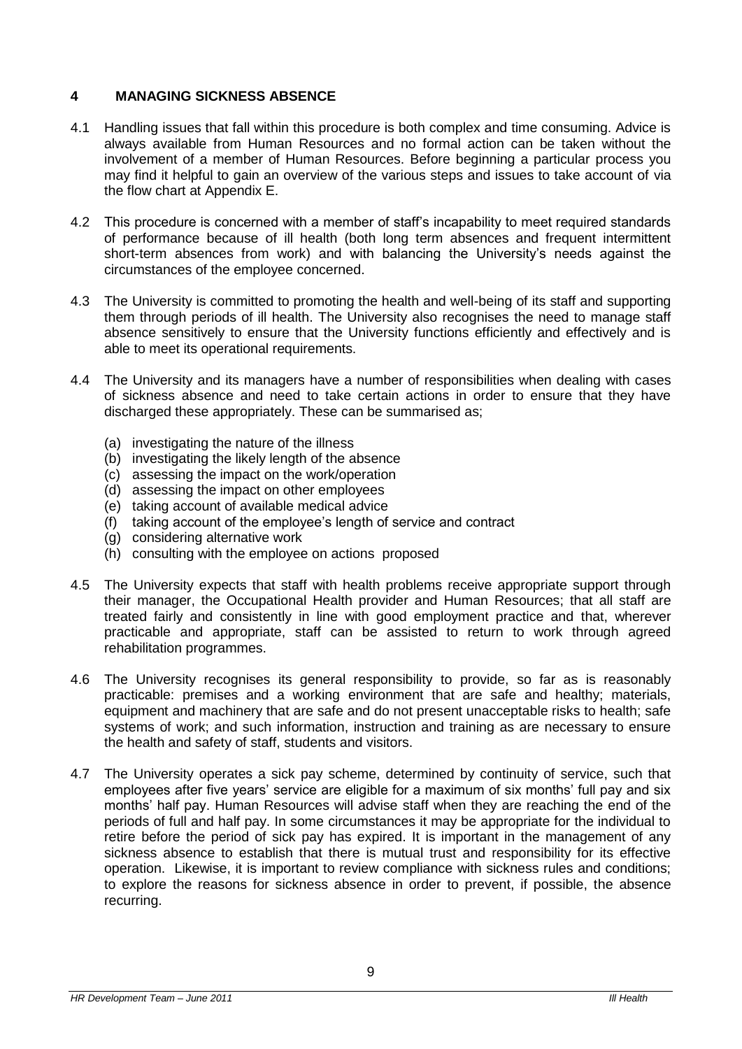## 4 MANAGING SICKNESS ABSENCE

4.1 Handling issues that fall within this procedure is both complex and time consuming. Advice is always available from Human Resources and no formal action can be taken without the involvement of a member of Human Resources. Before beginning a particular process you may find it helpful to gain an overview of the various steps and issues to take account of via the flow chart at Appendix E.

4.2 This procedure is concerned with a member of staff's incapability to meet required standards of performance because of ill health (both long term absences and frequent intermittent short-term absences from work) and with balancing the University's needs against the circumstances of the employee concerned.

4.3 The University is committed to promoting the health and well-being of its staff and supporting them through periods of ill health. The University also recognises the need to manage staff absence sensitively to ensure that the University functions efficiently and effectively and is able to meet its operational requirements.

4.4 The University and its managers have a number of responsibilities when dealing with cases of sickness absence and need to take certain actions in order to ensure that they have discharged these appropriately. These can be summarised as;

- (a) investigating the nature of the illness
- (b) investigating the likely length of the absence
- (c) assessing the impact on the work/operation
- (d) assessing the impact on other employees
- (e) taking account of available medical advice
- (f) taking account of the employee's length of service and contract
- (g) considering alternative work
- (h) consulting with the employee on actions proposed

4.5 The University expects that staff with health problems receive appropriate support through their manager, the Occupational Health provider and Human Resources; that all staff are treated fairly and consistently in line with good employment practice and that, wherever practicable and appropriate, staff can be assisted to return to work through agreed rehabilitation programmes.

4.6 The University recognises its general responsibility to provide, so far as is reasonably practicable: premises and a working environment that are safe and healthy; materials, equipment and machinery that are safe and do not present unacceptable risks to health; safe systems of work; and such information, instruction and training as are necessary to ensure the health and safety of staff, students and visitors.

4.7 The University operates a sick pay scheme, determined by continuity of service, such that employees after five years' service are eligible for a maximum of six months' full pay and six months' half pay. Human Resources will advise staff when they are reaching the end of the periods of full and half pay. In some circumstances it may be appropriate for the individual to retire before the period of sick pay has expired. It is important in the management of any sickness absence to establish that there is mutual trust and responsibility for its effective operation. Likewise, it is important to review compliance with sickness rules and conditions; to explore the reasons for sickness absence in order to prevent, if possible, the absence recurring.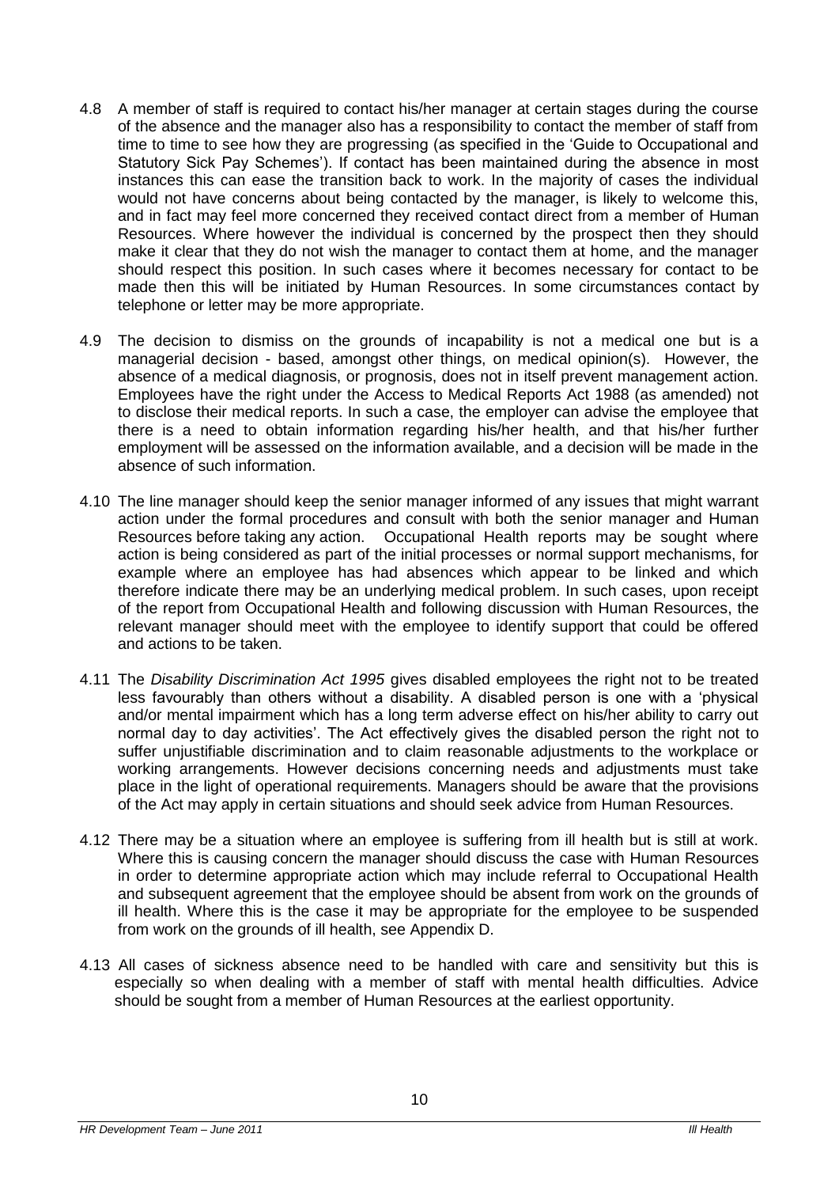4.8 A member of staff is required to contact his/her manager at certain stages during the course of the absence and the manager also has a responsibility to contact the member of staff from time to time to see how they are progressing (as specified in the 'Guide to Occupational and Statutory Sick Pay Schemes'). If contact has been maintained during the absence in most instances this can ease the transition back to work. In the majority of cases the individual would not have concerns about being contacted by the manager, is likely to welcome this, and in fact may feel more concerned they received contact direct from a member of Human Resources. Where however the individual is concerned by the prospect then they should make it clear that they do not wish the manager to contact them at home, and the manager should respect this position. In such cases where it becomes necessary for contact to be made then this will be initiated by Human Resources. In some circumstances contact by telephone or letter may be more appropriate.

4.9 The decision to dismiss on the grounds of incapability is not a medical one but is a managerial decision - based, amongst other things, on medical opinion(s). However, the absence of a medical diagnosis, or prognosis, does not in itself prevent management action. Employees have the right under the Access to Medical Reports Act 1988 (as amended) not to disclose their medical reports. In such a case, the employer can advise the employee that there is a need to obtain information regarding his/her health, and that his/her further employment will be assessed on the information available, and a decision will be made in the absence of such information.

4.10 The line manager should keep the senior manager informed of any issues that might warrant action under the formal procedures and consult with both the senior manager and Human Resources before taking any action. Occupational Health reports may be sought where action is being considered as part of the initial processes or normal support mechanisms, for example where an employee has had absences which appear to be linked and which therefore indicate there may be an underlying medical problem. In such cases, upon receipt of the report from Occupational Health and following discussion with Human Resources, the relevant manager should meet with the employee to identify support that could be offered and actions to be taken.

4.11 The *Disability Discrimination Act 1995* gives disabled employees the right not to be treated less favourably than others without a disability. A disabled person is one with a 'physical and/or mental impairment which has a long term adverse effect on his/her ability to carry out normal day to day activities'. The Act effectively gives the disabled person the right not to suffer unjustifiable discrimination and to claim reasonable adjustments to the workplace or working arrangements. However decisions concerning needs and adjustments must take place in the light of operational requirements. Managers should be aware that the provisions of the Act may apply in certain situations and should seek advice from Human Resources.

4.12 There may be a situation where an employee is suffering from ill health but is still at work. Where this is causing concern the manager should discuss the case with Human Resources in order to determine appropriate action which may include referral to Occupational Health and subsequent agreement that the employee should be absent from work on the grounds of ill health. Where this is the case it may be appropriate for the employee to be suspended from work on the grounds of ill health, see Appendix D.

4.13 All cases of sickness absence need to be handled with care and sensitivity but this is especially so when dealing with a member of staff with mental health difficulties. Advice should be sought from a member of Human Resources at the earliest opportunity.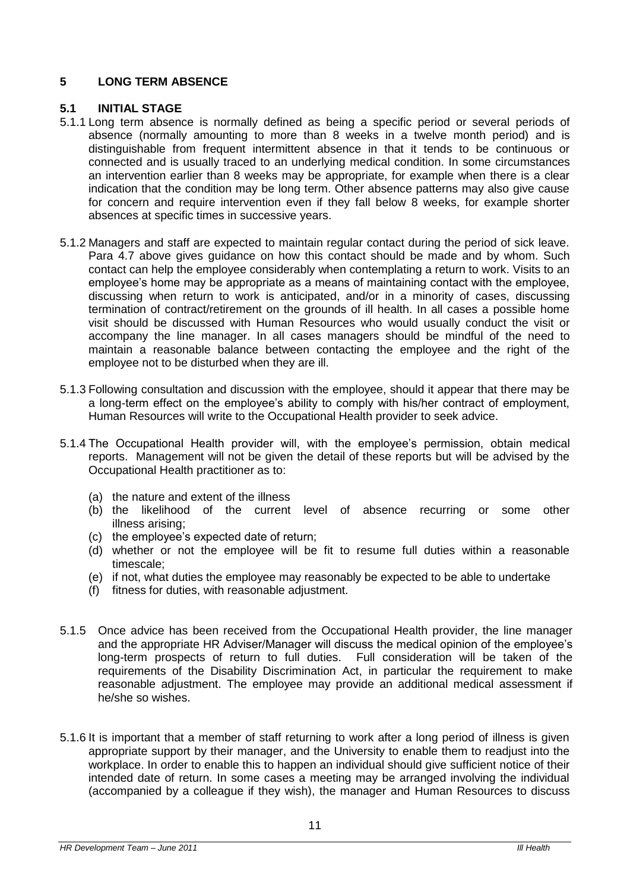## 5 LONG TERM ABSENCE

### 5.1 INITIAL STAGE

5.1.1 Long term absence is normally defined as being a specific period or several periods of absence (normally amounting to more than 8 weeks in a twelve month period) and is distinguishable from frequent intermittent absence in that it tends to be continuous or connected and is usually traced to an underlying medical condition. In some circumstances an intervention earlier than 8 weeks may be appropriate, for example when there is a clear indication that the condition may be long term. Other absence patterns may also give cause for concern and require intervention even if they fall below 8 weeks, for example shorter absences at specific times in successive years.

5.1.2 Managers and staff are expected to maintain regular contact during the period of sick leave. Para 4.7 above gives guidance on how this contact should be made and by whom. Such contact can help the employee considerably when contemplating a return to work. Visits to an employee's home may be appropriate as a means of maintaining contact with the employee, discussing when return to work is anticipated, and/or in a minority of cases, discussing termination of contract/retirement on the grounds of ill health. In all cases a possible home visit should be discussed with Human Resources who would usually conduct the visit or accompany the line manager. In all cases managers should be mindful of the need to maintain a reasonable balance between contacting the employee and the right of the employee not to be disturbed when they are ill.

5.1.3 Following consultation and discussion with the employee, should it appear that there may be a long-term effect on the employee's ability to comply with his/her contract of employment, Human Resources will write to the Occupational Health provider to seek advice.

5.1.4 The Occupational Health provider will, with the employee's permission, obtain medical reports. Management will not be given the detail of these reports but will be advised by the Occupational Health practitioner as to:

- (a) the nature and extent of the illness
- (b) the likelihood of the current level of absence recurring or some other illness arising;
- (c) the employee's expected date of return;
- (d) whether or not the employee will be fit to resume full duties within a reasonable timescale;
- (e) if not, what duties the employee may reasonably be expected to be able to undertake
- (f) fitness for duties, with reasonable adjustment.

5.1.5 Once advice has been received from the Occupational Health provider, the line manager and the appropriate HR Adviser/Manager will discuss the medical opinion of the employee's long-term prospects of return to full duties. Full consideration will be taken of the requirements of the Disability Discrimination Act, in particular the requirement to make reasonable adjustment. The employee may provide an additional medical assessment if he/she so wishes.

5.1.6 It is important that a member of staff returning to work after a long period of illness is given appropriate support by their manager, and the University to enable them to readjust into the workplace. In order to enable this to happen an individual should give sufficient notice of their intended date of return. In some cases a meeting may be arranged involving the individual (accompanied by a colleague if they wish), the manager and Human Resources to discuss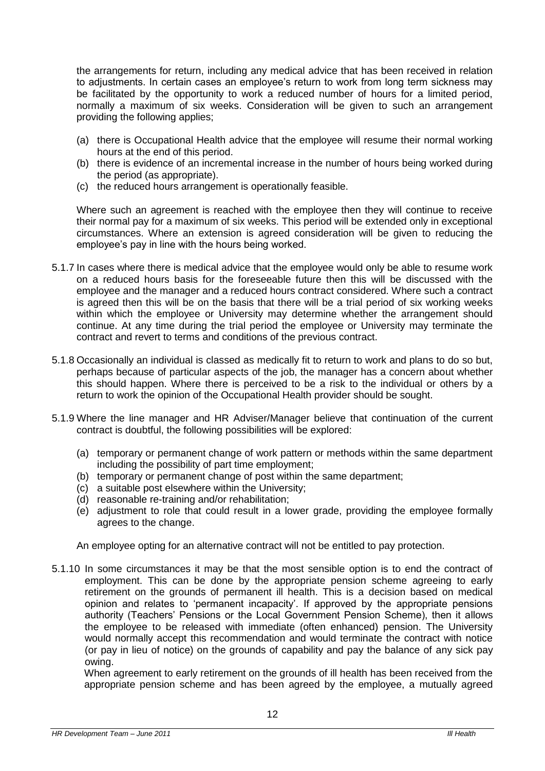the arrangements for return, including any medical advice that has been received in relation to adjustments. In certain cases an employee's return to work from long term sickness may be facilitated by the opportunity to work a reduced number of hours for a limited period, normally a maximum of six weeks. Consideration will be given to such an arrangement providing the following applies;

(a) there is Occupational Health advice that the employee will resume their normal working hours at the end of this period.
(b) there is evidence of an incremental increase in the number of hours being worked during the period (as appropriate).
(c) the reduced hours arrangement is operationally feasible.

Where such an agreement is reached with the employee then they will continue to receive their normal pay for a maximum of six weeks. This period will be extended only in exceptional circumstances. Where an extension is agreed consideration will be given to reducing the employee's pay in line with the hours being worked.

5.1.7 In cases where there is medical advice that the employee would only be able to resume work on a reduced hours basis for the foreseeable future then this will be discussed with the employee and the manager and a reduced hours contract considered. Where such a contract is agreed then this will be on the basis that there will be a trial period of six working weeks within which the employee or University may determine whether the arrangement should continue. At any time during the trial period the employee or University may terminate the contract and revert to terms and conditions of the previous contract.

5.1.8 Occasionally an individual is classed as medically fit to return to work and plans to do so but, perhaps because of particular aspects of the job, the manager has a concern about whether this should happen. Where there is perceived to be a risk to the individual or others by a return to work the opinion of the Occupational Health provider should be sought.

5.1.9 Where the line manager and HR Adviser/Manager believe that continuation of the current contract is doubtful, the following possibilities will be explored:

(a) temporary or permanent change of work pattern or methods within the same department including the possibility of part time employment;
(b) temporary or permanent change of post within the same department;
(c) a suitable post elsewhere within the University;
(d) reasonable re-training and/or rehabilitation;
(e) adjustment to role that could result in a lower grade, providing the employee formally agrees to the change.

An employee opting for an alternative contract will not be entitled to pay protection.

5.1.10 In some circumstances it may be that the most sensible option is to end the contract of employment. This can be done by the appropriate pension scheme agreeing to early retirement on the grounds of permanent ill health. This is a decision based on medical opinion and relates to 'permanent incapacity'. If approved by the appropriate pensions authority (Teachers' Pensions or the Local Government Pension Scheme), then it allows the employee to be released with immediate (often enhanced) pension. The University would normally accept this recommendation and would terminate the contract with notice (or pay in lieu of notice) on the grounds of capability and pay the balance of any sick pay owing.

When agreement to early retirement on the grounds of ill health has been received from the appropriate pension scheme and has been agreed by the employee, a mutually agreed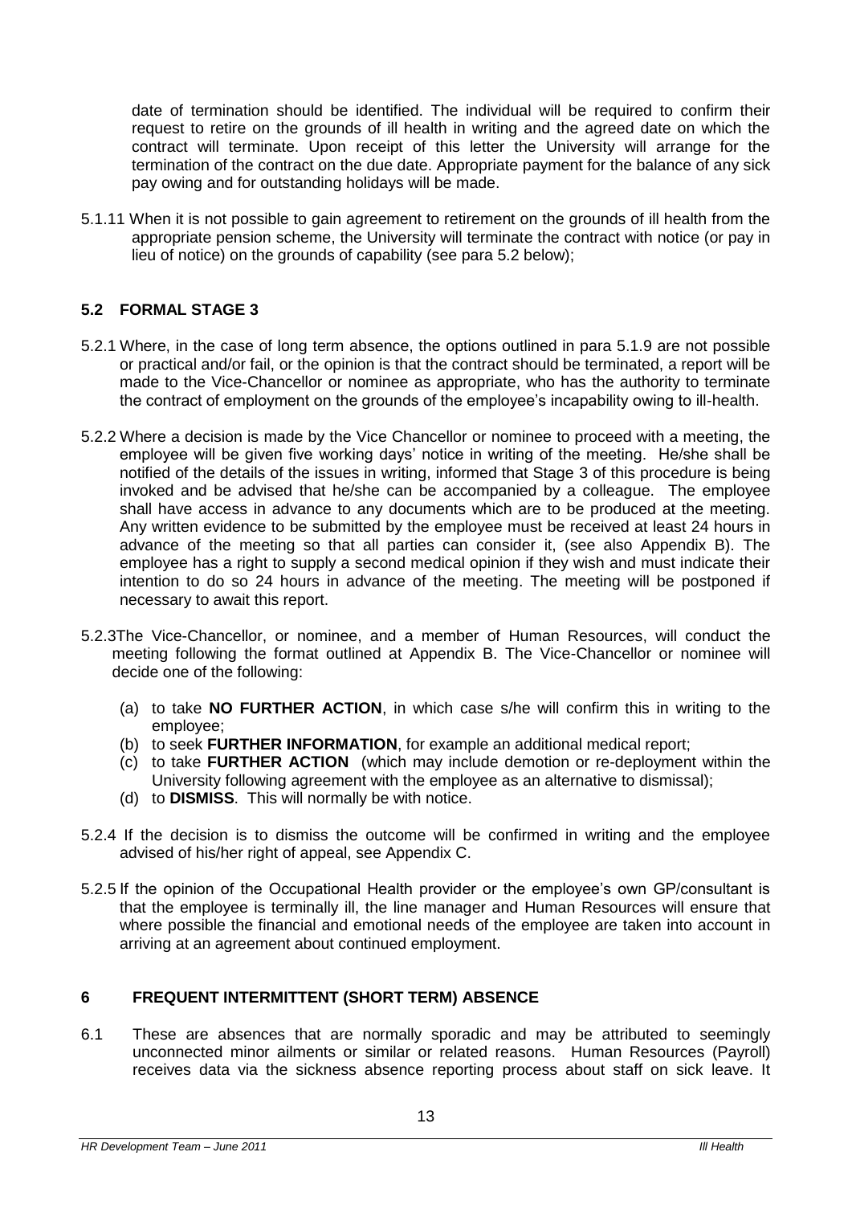date of termination should be identified. The individual will be required to confirm their request to retire on the grounds of ill health in writing and the agreed date on which the contract will terminate. Upon receipt of this letter the University will arrange for the termination of the contract on the due date. Appropriate payment for the balance of any sick pay owing and for outstanding holidays will be made.

5.1.11 When it is not possible to gain agreement to retirement on the grounds of ill health from the appropriate pension scheme, the University will terminate the contract with notice (or pay in lieu of notice) on the grounds of capability (see para 5.2 below);

## 5.2 FORMAL STAGE 3

5.2.1 Where, in the case of long term absence, the options outlined in para 5.1.9 are not possible or practical and/or fail, or the opinion is that the contract should be terminated, a report will be made to the Vice-Chancellor or nominee as appropriate, who has the authority to terminate the contract of employment on the grounds of the employee's incapability owing to ill-health.

5.2.2 Where a decision is made by the Vice Chancellor or nominee to proceed with a meeting, the employee will be given five working days' notice in writing of the meeting. He/she shall be notified of the details of the issues in writing, informed that Stage 3 of this procedure is being invoked and be advised that he/she can be accompanied by a colleague. The employee shall have access in advance to any documents which are to be produced at the meeting. Any written evidence to be submitted by the employee must be received at least 24 hours in advance of the meeting so that all parties can consider it, (see also Appendix B). The employee has a right to supply a second medical opinion if they wish and must indicate their intention to do so 24 hours in advance of the meeting. The meeting will be postponed if necessary to await this report.

5.2.3The Vice-Chancellor, or nominee, and a member of Human Resources, will conduct the meeting following the format outlined at Appendix B. The Vice-Chancellor or nominee will decide one of the following:

(a) to take **NO FURTHER ACTION**, in which case s/he will confirm this in writing to the employee;
(b) to seek **FURTHER INFORMATION**, for example an additional medical report;
(c) to take **FURTHER ACTION** (which may include demotion or re-deployment within the University following agreement with the employee as an alternative to dismissal);
(d) to **DISMISS**. This will normally be with notice.

5.2.4 If the decision is to dismiss the outcome will be confirmed in writing and the employee advised of his/her right of appeal, see Appendix C.

5.2.5 If the opinion of the Occupational Health provider or the employee's own GP/consultant is that the employee is terminally ill, the line manager and Human Resources will ensure that where possible the financial and emotional needs of the employee are taken into account in arriving at an agreement about continued employment.

## 6 FREQUENT INTERMITTENT (SHORT TERM) ABSENCE

6.1 These are absences that are normally sporadic and may be attributed to seemingly unconnected minor ailments or similar or related reasons. Human Resources (Payroll) receives data via the sickness absence reporting process about staff on sick leave. It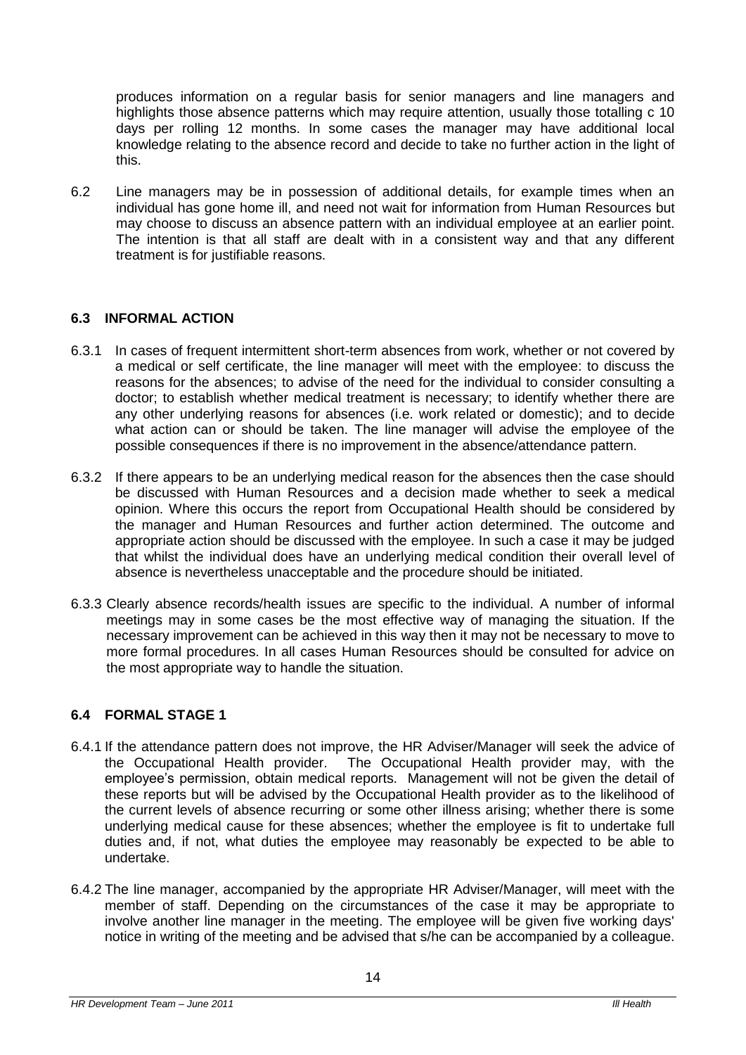produces information on a regular basis for senior managers and line managers and highlights those absence patterns which may require attention, usually those totalling c 10 days per rolling 12 months. In some cases the manager may have additional local knowledge relating to the absence record and decide to take no further action in the light of this.

6.2 Line managers may be in possession of additional details, for example times when an individual has gone home ill, and need not wait for information from Human Resources but may choose to discuss an absence pattern with an individual employee at an earlier point. The intention is that all staff are dealt with in a consistent way and that any different treatment is for justifiable reasons.

### 6.3 INFORMAL ACTION

6.3.1 In cases of frequent intermittent short-term absences from work, whether or not covered by a medical or self certificate, the line manager will meet with the employee: to discuss the reasons for the absences; to advise of the need for the individual to consider consulting a doctor; to establish whether medical treatment is necessary; to identify whether there are any other underlying reasons for absences (i.e. work related or domestic); and to decide what action can or should be taken. The line manager will advise the employee of the possible consequences if there is no improvement in the absence/attendance pattern.

6.3.2 If there appears to be an underlying medical reason for the absences then the case should be discussed with Human Resources and a decision made whether to seek a medical opinion. Where this occurs the report from Occupational Health should be considered by the manager and Human Resources and further action determined. The outcome and appropriate action should be discussed with the employee. In such a case it may be judged that whilst the individual does have an underlying medical condition their overall level of absence is nevertheless unacceptable and the procedure should be initiated.

6.3.3 Clearly absence records/health issues are specific to the individual. A number of informal meetings may in some cases be the most effective way of managing the situation. If the necessary improvement can be achieved in this way then it may not be necessary to move to more formal procedures. In all cases Human Resources should be consulted for advice on the most appropriate way to handle the situation.

### 6.4 FORMAL STAGE 1

6.4.1 If the attendance pattern does not improve, the HR Adviser/Manager will seek the advice of the Occupational Health provider. The Occupational Health provider may, with the employee's permission, obtain medical reports. Management will not be given the detail of these reports but will be advised by the Occupational Health provider as to the likelihood of the current levels of absence recurring or some other illness arising; whether there is some underlying medical cause for these absences; whether the employee is fit to undertake full duties and, if not, what duties the employee may reasonably be expected to be able to undertake.

6.4.2 The line manager, accompanied by the appropriate HR Adviser/Manager, will meet with the member of staff. Depending on the circumstances of the case it may be appropriate to involve another line manager in the meeting. The employee will be given five working days' notice in writing of the meeting and be advised that s/he can be accompanied by a colleague.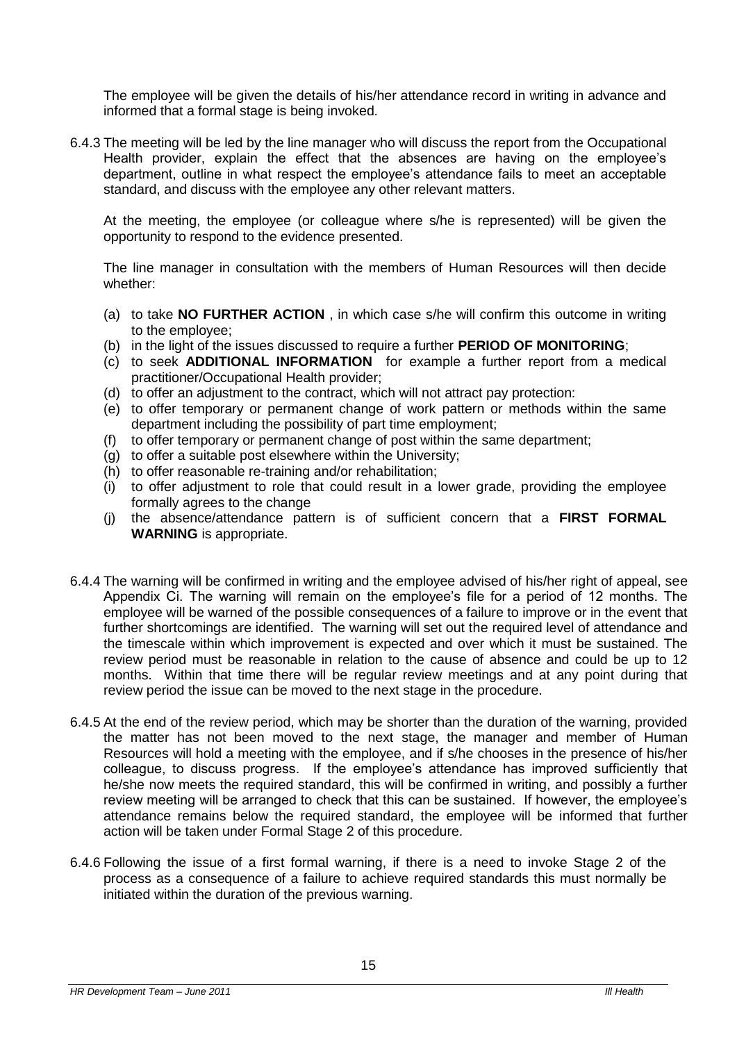The employee will be given the details of his/her attendance record in writing in advance and informed that a formal stage is being invoked.

6.4.3 The meeting will be led by the line manager who will discuss the report from the Occupational Health provider, explain the effect that the absences are having on the employee's department, outline in what respect the employee's attendance fails to meet an acceptable standard, and discuss with the employee any other relevant matters.

At the meeting, the employee (or colleague where s/he is represented) will be given the opportunity to respond to the evidence presented.

The line manager in consultation with the members of Human Resources will then decide whether:

(a) to take **NO FURTHER ACTION** , in which case s/he will confirm this outcome in writing to the employee;
(b) in the light of the issues discussed to require a further **PERIOD OF MONITORING**;
(c) to seek **ADDITIONAL INFORMATION** for example a further report from a medical practitioner/Occupational Health provider;
(d) to offer an adjustment to the contract, which will not attract pay protection:
(e) to offer temporary or permanent change of work pattern or methods within the same department including the possibility of part time employment;
(f) to offer temporary or permanent change of post within the same department;
(g) to offer a suitable post elsewhere within the University;
(h) to offer reasonable re-training and/or rehabilitation;
(i) to offer adjustment to role that could result in a lower grade, providing the employee formally agrees to the change
(j) the absence/attendance pattern is of sufficient concern that a **FIRST FORMAL WARNING** is appropriate.

6.4.4 The warning will be confirmed in writing and the employee advised of his/her right of appeal, see Appendix Ci. The warning will remain on the employee's file for a period of 12 months. The employee will be warned of the possible consequences of a failure to improve or in the event that further shortcomings are identified. The warning will set out the required level of attendance and the timescale within which improvement is expected and over which it must be sustained. The review period must be reasonable in relation to the cause of absence and could be up to 12 months. Within that time there will be regular review meetings and at any point during that review period the issue can be moved to the next stage in the procedure.

6.4.5 At the end of the review period, which may be shorter than the duration of the warning, provided the matter has not been moved to the next stage, the manager and member of Human Resources will hold a meeting with the employee, and if s/he chooses in the presence of his/her colleague, to discuss progress. If the employee's attendance has improved sufficiently that he/she now meets the required standard, this will be confirmed in writing, and possibly a further review meeting will be arranged to check that this can be sustained. If however, the employee's attendance remains below the required standard, the employee will be informed that further action will be taken under Formal Stage 2 of this procedure.

6.4.6 Following the issue of a first formal warning, if there is a need to invoke Stage 2 of the process as a consequence of a failure to achieve required standards this must normally be initiated within the duration of the previous warning.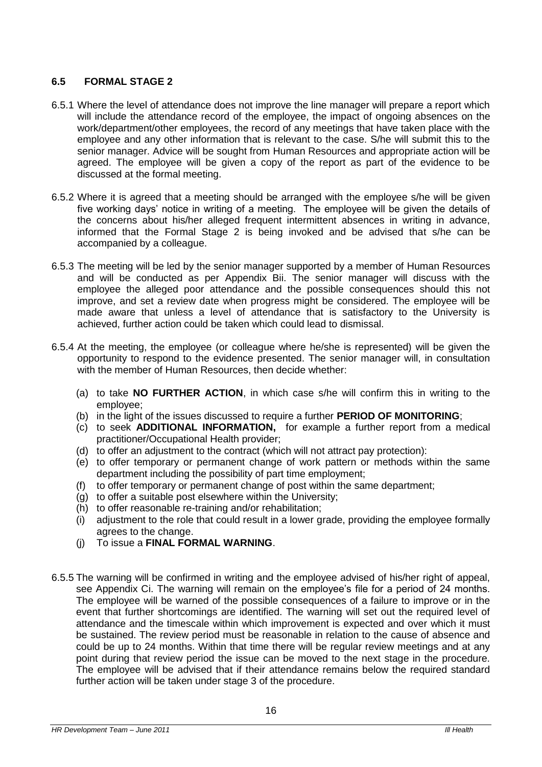### 6.5 FORMAL STAGE 2

6.5.1 Where the level of attendance does not improve the line manager will prepare a report which will include the attendance record of the employee, the impact of ongoing absences on the work/department/other employees, the record of any meetings that have taken place with the employee and any other information that is relevant to the case. S/he will submit this to the senior manager. Advice will be sought from Human Resources and appropriate action will be agreed. The employee will be given a copy of the report as part of the evidence to be discussed at the formal meeting.

6.5.2 Where it is agreed that a meeting should be arranged with the employee s/he will be given five working days' notice in writing of a meeting. The employee will be given the details of the concerns about his/her alleged frequent intermittent absences in writing in advance, informed that the Formal Stage 2 is being invoked and be advised that s/he can be accompanied by a colleague.

6.5.3 The meeting will be led by the senior manager supported by a member of Human Resources and will be conducted as per Appendix Bii. The senior manager will discuss with the employee the alleged poor attendance and the possible consequences should this not improve, and set a review date when progress might be considered. The employee will be made aware that unless a level of attendance that is satisfactory to the University is achieved, further action could be taken which could lead to dismissal.

6.5.4 At the meeting, the employee (or colleague where he/she is represented) will be given the opportunity to respond to the evidence presented. The senior manager will, in consultation with the member of Human Resources, then decide whether:

(a) to take **NO FURTHER ACTION**, in which case s/he will confirm this in writing to the employee;
(b) in the light of the issues discussed to require a further **PERIOD OF MONITORING**;
(c) to seek **ADDITIONAL INFORMATION,** for example a further report from a medical practitioner/Occupational Health provider;
(d) to offer an adjustment to the contract (which will not attract pay protection):
(e) to offer temporary or permanent change of work pattern or methods within the same department including the possibility of part time employment;
(f) to offer temporary or permanent change of post within the same department;
(g) to offer a suitable post elsewhere within the University;
(h) to offer reasonable re-training and/or rehabilitation;
(i) adjustment to the role that could result in a lower grade, providing the employee formally agrees to the change.
(j) To issue a **FINAL FORMAL WARNING**.

6.5.5 The warning will be confirmed in writing and the employee advised of his/her right of appeal, see Appendix Ci. The warning will remain on the employee's file for a period of 24 months. The employee will be warned of the possible consequences of a failure to improve or in the event that further shortcomings are identified. The warning will set out the required level of attendance and the timescale within which improvement is expected and over which it must be sustained. The review period must be reasonable in relation to the cause of absence and could be up to 24 months. Within that time there will be regular review meetings and at any point during that review period the issue can be moved to the next stage in the procedure. The employee will be advised that if their attendance remains below the required standard further action will be taken under stage 3 of the procedure.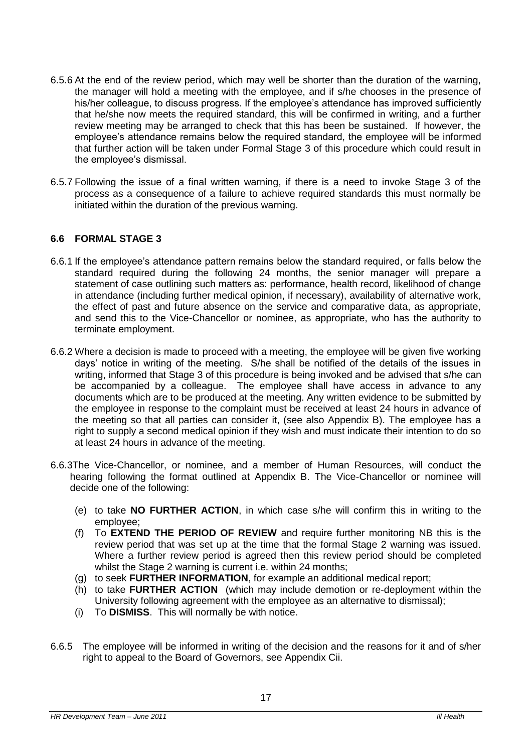6.5.6 At the end of the review period, which may well be shorter than the duration of the warning, the manager will hold a meeting with the employee, and if s/he chooses in the presence of his/her colleague, to discuss progress. If the employee's attendance has improved sufficiently that he/she now meets the required standard, this will be confirmed in writing, and a further review meeting may be arranged to check that this has been be sustained. If however, the employee's attendance remains below the required standard, the employee will be informed that further action will be taken under Formal Stage 3 of this procedure which could result in the employee's dismissal.

6.5.7 Following the issue of a final written warning, if there is a need to invoke Stage 3 of the process as a consequence of a failure to achieve required standards this must normally be initiated within the duration of the previous warning.

### 6.6 FORMAL STAGE 3

6.6.1 If the employee's attendance pattern remains below the standard required, or falls below the standard required during the following 24 months, the senior manager will prepare a statement of case outlining such matters as: performance, health record, likelihood of change in attendance (including further medical opinion, if necessary), availability of alternative work, the effect of past and future absence on the service and comparative data, as appropriate, and send this to the Vice-Chancellor or nominee, as appropriate, who has the authority to terminate employment.

6.6.2 Where a decision is made to proceed with a meeting, the employee will be given five working days' notice in writing of the meeting. S/he shall be notified of the details of the issues in writing, informed that Stage 3 of this procedure is being invoked and be advised that s/he can be accompanied by a colleague. The employee shall have access in advance to any documents which are to be produced at the meeting. Any written evidence to be submitted by the employee in response to the complaint must be received at least 24 hours in advance of the meeting so that all parties can consider it, (see also Appendix B). The employee has a right to supply a second medical opinion if they wish and must indicate their intention to do so at least 24 hours in advance of the meeting.

6.6.3The Vice-Chancellor, or nominee, and a member of Human Resources, will conduct the hearing following the format outlined at Appendix B. The Vice-Chancellor or nominee will decide one of the following:

(e) to take **NO FURTHER ACTION**, in which case s/he will confirm this in writing to the employee;

(f) To **EXTEND THE PERIOD OF REVIEW** and require further monitoring NB this is the review period that was set up at the time that the formal Stage 2 warning was issued. Where a further review period is agreed then this review period should be completed whilst the Stage 2 warning is current i.e. within 24 months;

(g) to seek **FURTHER INFORMATION**, for example an additional medical report;

(h) to take **FURTHER ACTION** (which may include demotion or re-deployment within the University following agreement with the employee as an alternative to dismissal);

(i) To **DISMISS**. This will normally be with notice.

6.6.5 The employee will be informed in writing of the decision and the reasons for it and of s/her right to appeal to the Board of Governors, see Appendix Cii.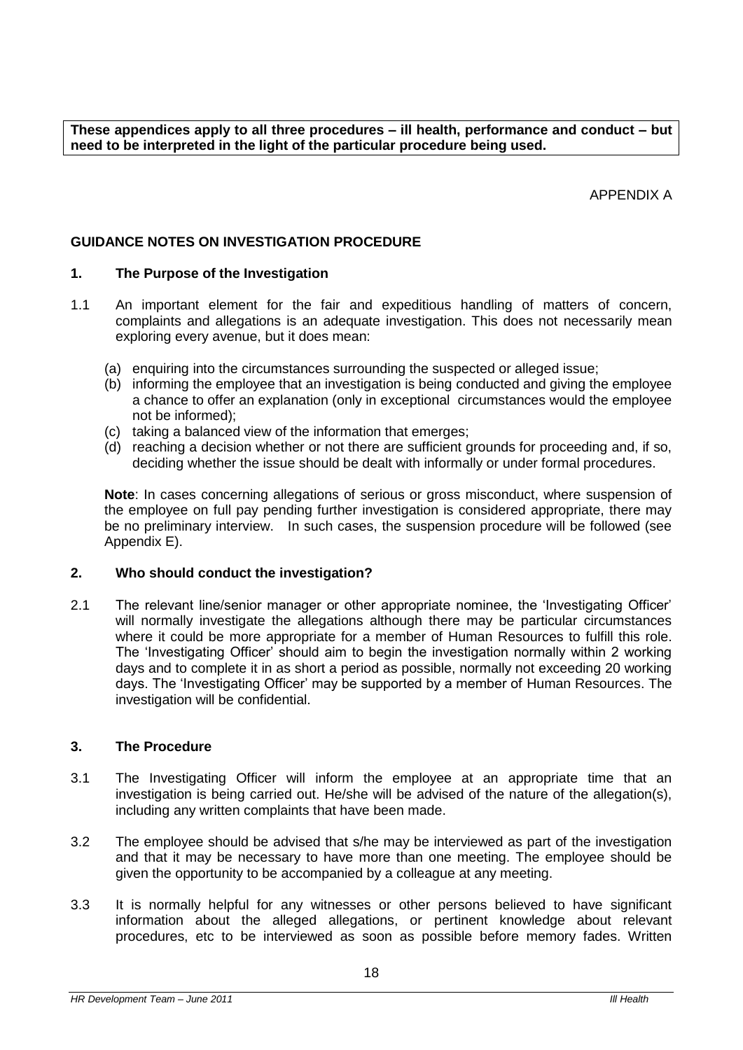**These appendices apply to all three procedures – ill health, performance and conduct – but need to be interpreted in the light of the particular procedure being used.**

APPENDIX A

## GUIDANCE NOTES ON INVESTIGATION PROCEDURE

### 1. The Purpose of the Investigation

1.1 An important element for the fair and expeditious handling of matters of concern, complaints and allegations is an adequate investigation. This does not necessarily mean exploring every avenue, but it does mean:

(a) enquiring into the circumstances surrounding the suspected or alleged issue;
(b) informing the employee that an investigation is being conducted and giving the employee a chance to offer an explanation (only in exceptional circumstances would the employee not be informed);
(c) taking a balanced view of the information that emerges;
(d) reaching a decision whether or not there are sufficient grounds for proceeding and, if so, deciding whether the issue should be dealt with informally or under formal procedures.

**Note**: In cases concerning allegations of serious or gross misconduct, where suspension of the employee on full pay pending further investigation is considered appropriate, there may be no preliminary interview. In such cases, the suspension procedure will be followed (see Appendix E).

### 2. Who should conduct the investigation?

2.1 The relevant line/senior manager or other appropriate nominee, the 'Investigating Officer' will normally investigate the allegations although there may be particular circumstances where it could be more appropriate for a member of Human Resources to fulfill this role. The 'Investigating Officer' should aim to begin the investigation normally within 2 working days and to complete it in as short a period as possible, normally not exceeding 20 working days. The 'Investigating Officer' may be supported by a member of Human Resources. The investigation will be confidential.

### 3. The Procedure

3.1 The Investigating Officer will inform the employee at an appropriate time that an investigation is being carried out. He/she will be advised of the nature of the allegation(s), including any written complaints that have been made.

3.2 The employee should be advised that s/he may be interviewed as part of the investigation and that it may be necessary to have more than one meeting. The employee should be given the opportunity to be accompanied by a colleague at any meeting.

3.3 It is normally helpful for any witnesses or other persons believed to have significant information about the alleged allegations, or pertinent knowledge about relevant procedures, etc to be interviewed as soon as possible before memory fades. Written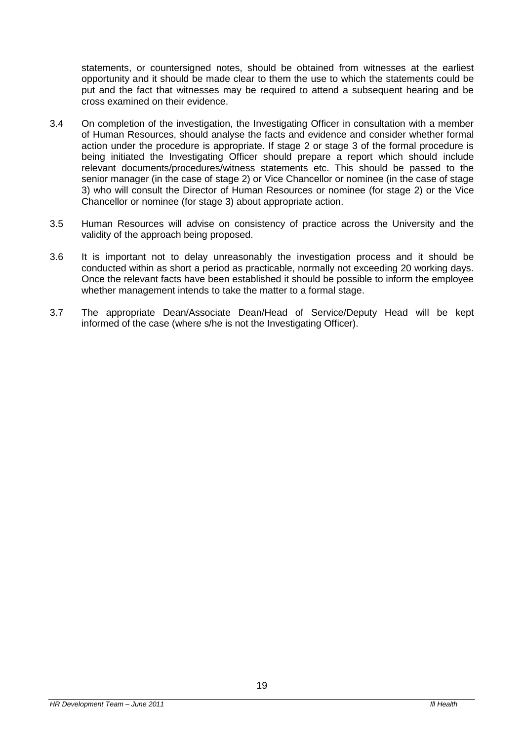statements, or countersigned notes, should be obtained from witnesses at the earliest opportunity and it should be made clear to them the use to which the statements could be put and the fact that witnesses may be required to attend a subsequent hearing and be cross examined on their evidence.

3.4 On completion of the investigation, the Investigating Officer in consultation with a member of Human Resources, should analyse the facts and evidence and consider whether formal action under the procedure is appropriate. If stage 2 or stage 3 of the formal procedure is being initiated the Investigating Officer should prepare a report which should include relevant documents/procedures/witness statements etc. This should be passed to the senior manager (in the case of stage 2) or Vice Chancellor or nominee (in the case of stage 3) who will consult the Director of Human Resources or nominee (for stage 2) or the Vice Chancellor or nominee (for stage 3) about appropriate action.

3.5 Human Resources will advise on consistency of practice across the University and the validity of the approach being proposed.

3.6 It is important not to delay unreasonably the investigation process and it should be conducted within as short a period as practicable, normally not exceeding 20 working days. Once the relevant facts have been established it should be possible to inform the employee whether management intends to take the matter to a formal stage.

3.7 The appropriate Dean/Associate Dean/Head of Service/Deputy Head will be kept informed of the case (where s/he is not the Investigating Officer).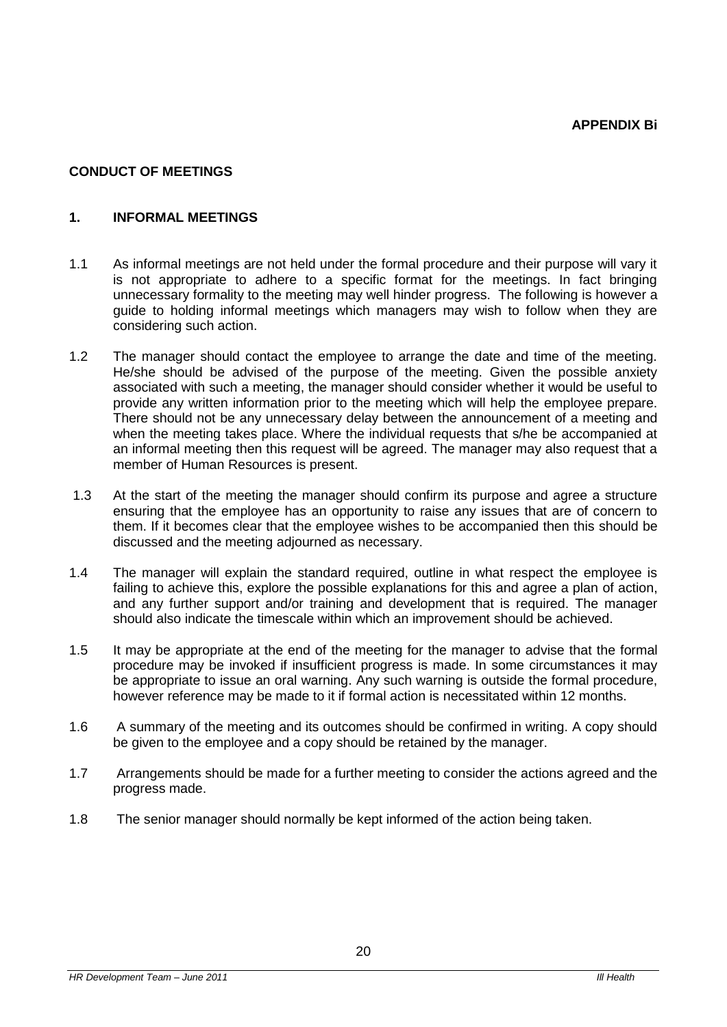**APPENDIX Bi**

## CONDUCT OF MEETINGS

### 1. INFORMAL MEETINGS

1.1 As informal meetings are not held under the formal procedure and their purpose will vary it is not appropriate to adhere to a specific format for the meetings. In fact bringing unnecessary formality to the meeting may well hinder progress. The following is however a guide to holding informal meetings which managers may wish to follow when they are considering such action.

1.2 The manager should contact the employee to arrange the date and time of the meeting. He/she should be advised of the purpose of the meeting. Given the possible anxiety associated with such a meeting, the manager should consider whether it would be useful to provide any written information prior to the meeting which will help the employee prepare. There should not be any unnecessary delay between the announcement of a meeting and when the meeting takes place. Where the individual requests that s/he be accompanied at an informal meeting then this request will be agreed. The manager may also request that a member of Human Resources is present.

1.3 At the start of the meeting the manager should confirm its purpose and agree a structure ensuring that the employee has an opportunity to raise any issues that are of concern to them. If it becomes clear that the employee wishes to be accompanied then this should be discussed and the meeting adjourned as necessary.

1.4 The manager will explain the standard required, outline in what respect the employee is failing to achieve this, explore the possible explanations for this and agree a plan of action, and any further support and/or training and development that is required. The manager should also indicate the timescale within which an improvement should be achieved.

1.5 It may be appropriate at the end of the meeting for the manager to advise that the formal procedure may be invoked if insufficient progress is made. In some circumstances it may be appropriate to issue an oral warning. Any such warning is outside the formal procedure, however reference may be made to it if formal action is necessitated within 12 months.

1.6 A summary of the meeting and its outcomes should be confirmed in writing. A copy should be given to the employee and a copy should be retained by the manager.

1.7 Arrangements should be made for a further meeting to consider the actions agreed and the progress made.

1.8 The senior manager should normally be kept informed of the action being taken.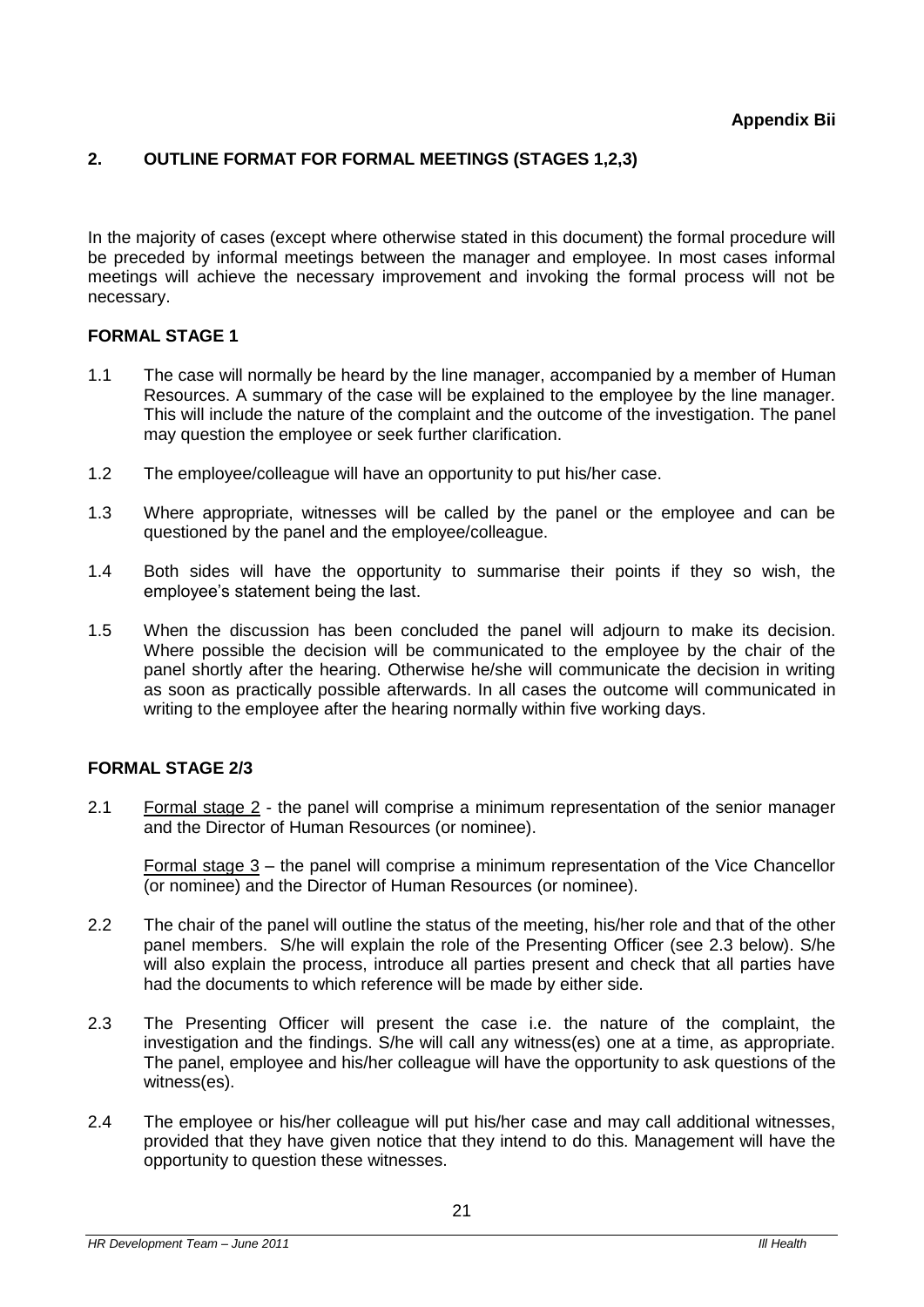**Appendix Bii**

## 2. OUTLINE FORMAT FOR FORMAL MEETINGS (STAGES 1,2,3)

In the majority of cases (except where otherwise stated in this document) the formal procedure will be preceded by informal meetings between the manager and employee. In most cases informal meetings will achieve the necessary improvement and invoking the formal process will not be necessary.

### FORMAL STAGE 1

1.1 The case will normally be heard by the line manager, accompanied by a member of Human Resources. A summary of the case will be explained to the employee by the line manager. This will include the nature of the complaint and the outcome of the investigation. The panel may question the employee or seek further clarification.

1.2 The employee/colleague will have an opportunity to put his/her case.

1.3 Where appropriate, witnesses will be called by the panel or the employee and can be questioned by the panel and the employee/colleague.

1.4 Both sides will have the opportunity to summarise their points if they so wish, the employee's statement being the last.

1.5 When the discussion has been concluded the panel will adjourn to make its decision. Where possible the decision will be communicated to the employee by the chair of the panel shortly after the hearing. Otherwise he/she will communicate the decision in writing as soon as practically possible afterwards. In all cases the outcome will communicated in writing to the employee after the hearing normally within five working days.

### FORMAL STAGE 2/3

2.1 Formal stage 2 - the panel will comprise a minimum representation of the senior manager and the Director of Human Resources (or nominee).

Formal stage 3 – the panel will comprise a minimum representation of the Vice Chancellor (or nominee) and the Director of Human Resources (or nominee).

2.2 The chair of the panel will outline the status of the meeting, his/her role and that of the other panel members. S/he will explain the role of the Presenting Officer (see 2.3 below). S/he will also explain the process, introduce all parties present and check that all parties have had the documents to which reference will be made by either side.

2.3 The Presenting Officer will present the case i.e. the nature of the complaint, the investigation and the findings. S/he will call any witness(es) one at a time, as appropriate. The panel, employee and his/her colleague will have the opportunity to ask questions of the witness(es).

2.4 The employee or his/her colleague will put his/her case and may call additional witnesses, provided that they have given notice that they intend to do this. Management will have the opportunity to question these witnesses.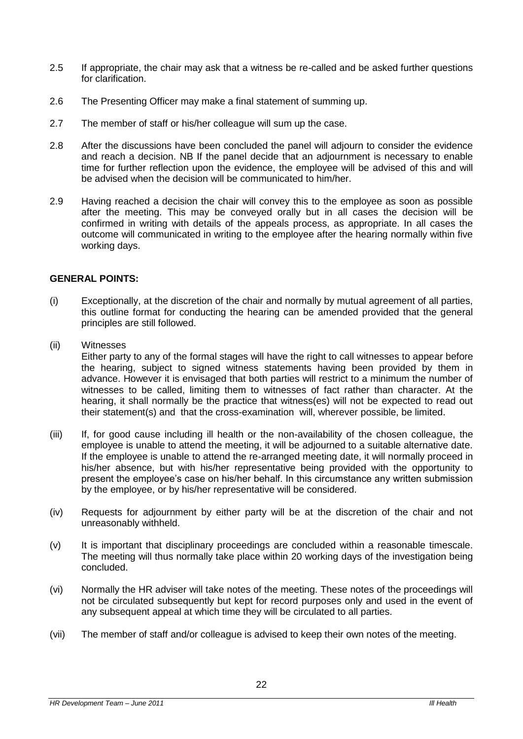2.5 If appropriate, the chair may ask that a witness be re-called and be asked further questions for clarification.

2.6 The Presenting Officer may make a final statement of summing up.

2.7 The member of staff or his/her colleague will sum up the case.

2.8 After the discussions have been concluded the panel will adjourn to consider the evidence and reach a decision. NB If the panel decide that an adjournment is necessary to enable time for further reflection upon the evidence, the employee will be advised of this and will be advised when the decision will be communicated to him/her.

2.9 Having reached a decision the chair will convey this to the employee as soon as possible after the meeting. This may be conveyed orally but in all cases the decision will be confirmed in writing with details of the appeals process, as appropriate. In all cases the outcome will communicated in writing to the employee after the hearing normally within five working days.

**GENERAL POINTS:**

(i) Exceptionally, at the discretion of the chair and normally by mutual agreement of all parties, this outline format for conducting the hearing can be amended provided that the general principles are still followed.

(ii) Witnesses
Either party to any of the formal stages will have the right to call witnesses to appear before the hearing, subject to signed witness statements having been provided by them in advance. However it is envisaged that both parties will restrict to a minimum the number of witnesses to be called, limiting them to witnesses of fact rather than character. At the hearing, it shall normally be the practice that witness(es) will not be expected to read out their statement(s) and that the cross-examination will, wherever possible, be limited.

(iii) If, for good cause including ill health or the non-availability of the chosen colleague, the employee is unable to attend the meeting, it will be adjourned to a suitable alternative date. If the employee is unable to attend the re-arranged meeting date, it will normally proceed in his/her absence, but with his/her representative being provided with the opportunity to present the employee's case on his/her behalf. In this circumstance any written submission by the employee, or by his/her representative will be considered.

(iv) Requests for adjournment by either party will be at the discretion of the chair and not unreasonably withheld.

(v) It is important that disciplinary proceedings are concluded within a reasonable timescale. The meeting will thus normally take place within 20 working days of the investigation being concluded.

(vi) Normally the HR adviser will take notes of the meeting. These notes of the proceedings will not be circulated subsequently but kept for record purposes only and used in the event of any subsequent appeal at which time they will be circulated to all parties.

(vii) The member of staff and/or colleague is advised to keep their own notes of the meeting.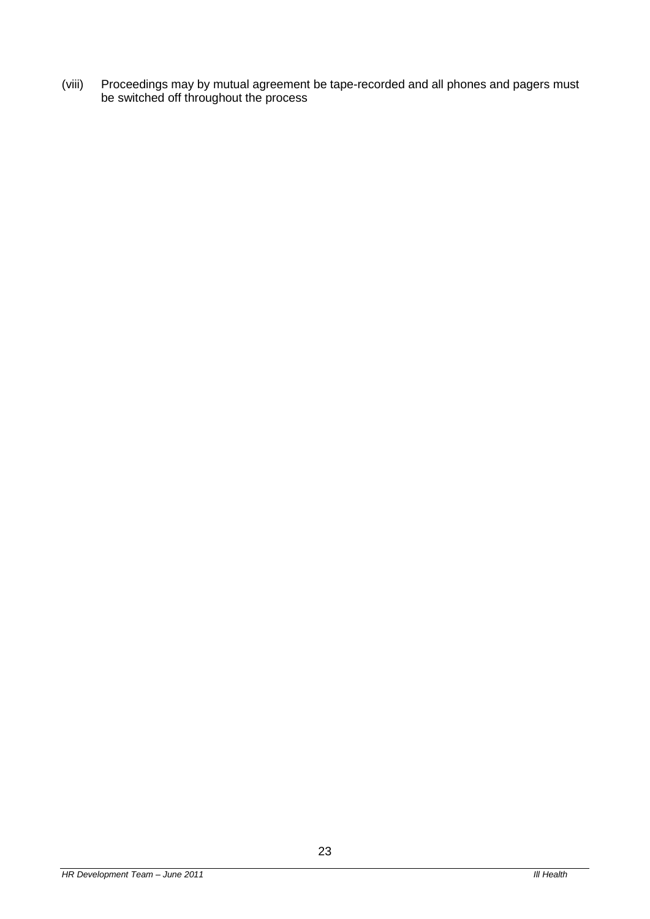(viii) Proceedings may by mutual agreement be tape-recorded and all phones and pagers must be switched off throughout the process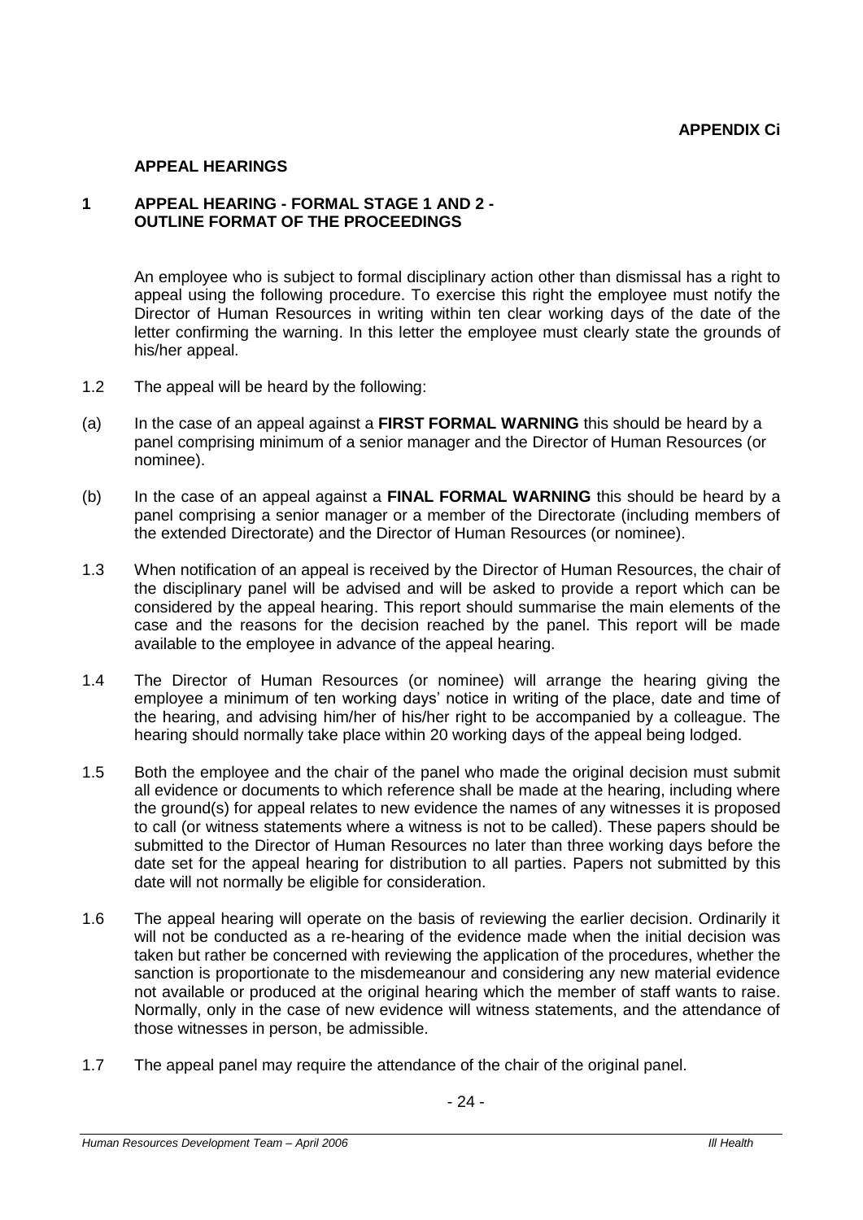**APPENDIX Ci**

## APPEAL HEARINGS

### 1 APPEAL HEARING - FORMAL STAGE 1 AND 2 - OUTLINE FORMAT OF THE PROCEEDINGS

An employee who is subject to formal disciplinary action other than dismissal has a right to appeal using the following procedure. To exercise this right the employee must notify the Director of Human Resources in writing within ten clear working days of the date of the letter confirming the warning. In this letter the employee must clearly state the grounds of his/her appeal.

1.2 The appeal will be heard by the following:

(a) In the case of an appeal against a **FIRST FORMAL WARNING** this should be heard by a panel comprising minimum of a senior manager and the Director of Human Resources (or nominee).

(b) In the case of an appeal against a **FINAL FORMAL WARNING** this should be heard by a panel comprising a senior manager or a member of the Directorate (including members of the extended Directorate) and the Director of Human Resources (or nominee).

1.3 When notification of an appeal is received by the Director of Human Resources, the chair of the disciplinary panel will be advised and will be asked to provide a report which can be considered by the appeal hearing. This report should summarise the main elements of the case and the reasons for the decision reached by the panel. This report will be made available to the employee in advance of the appeal hearing.

1.4 The Director of Human Resources (or nominee) will arrange the hearing giving the employee a minimum of ten working days' notice in writing of the place, date and time of the hearing, and advising him/her of his/her right to be accompanied by a colleague. The hearing should normally take place within 20 working days of the appeal being lodged.

1.5 Both the employee and the chair of the panel who made the original decision must submit all evidence or documents to which reference shall be made at the hearing, including where the ground(s) for appeal relates to new evidence the names of any witnesses it is proposed to call (or witness statements where a witness is not to be called). These papers should be submitted to the Director of Human Resources no later than three working days before the date set for the appeal hearing for distribution to all parties. Papers not submitted by this date will not normally be eligible for consideration.

1.6 The appeal hearing will operate on the basis of reviewing the earlier decision. Ordinarily it will not be conducted as a re-hearing of the evidence made when the initial decision was taken but rather be concerned with reviewing the application of the procedures, whether the sanction is proportionate to the misdemeanour and considering any new material evidence not available or produced at the original hearing which the member of staff wants to raise. Normally, only in the case of new evidence will witness statements, and the attendance of those witnesses in person, be admissible.

1.7 The appeal panel may require the attendance of the chair of the original panel.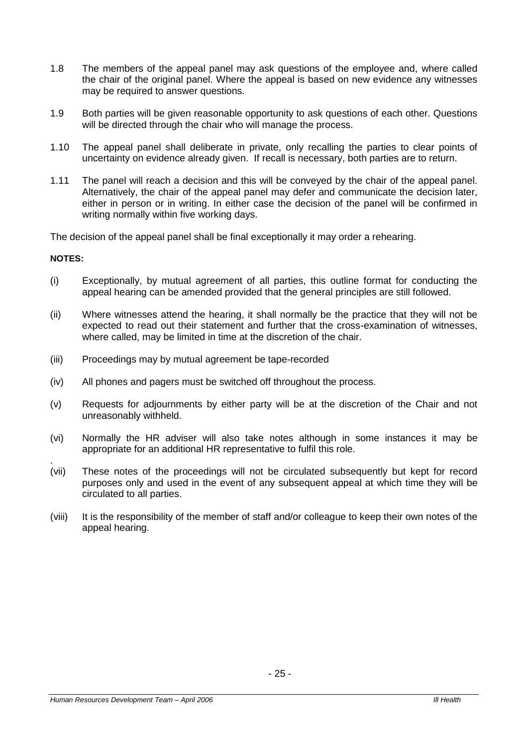1.8 The members of the appeal panel may ask questions of the employee and, where called the chair of the original panel. Where the appeal is based on new evidence any witnesses may be required to answer questions.

1.9 Both parties will be given reasonable opportunity to ask questions of each other. Questions will be directed through the chair who will manage the process.

1.10 The appeal panel shall deliberate in private, only recalling the parties to clear points of uncertainty on evidence already given. If recall is necessary, both parties are to return.

1.11 The panel will reach a decision and this will be conveyed by the chair of the appeal panel. Alternatively, the chair of the appeal panel may defer and communicate the decision later, either in person or in writing. In either case the decision of the panel will be confirmed in writing normally within five working days.

The decision of the appeal panel shall be final exceptionally it may order a rehearing.

**NOTES:**

(i) Exceptionally, by mutual agreement of all parties, this outline format for conducting the appeal hearing can be amended provided that the general principles are still followed.

(ii) Where witnesses attend the hearing, it shall normally be the practice that they will not be expected to read out their statement and further that the cross-examination of witnesses, where called, may be limited in time at the discretion of the chair.

(iii) Proceedings may by mutual agreement be tape-recorded

(iv) All phones and pagers must be switched off throughout the process.

(v) Requests for adjournments by either party will be at the discretion of the Chair and not unreasonably withheld.

(vi) Normally the HR adviser will also take notes although in some instances it may be appropriate for an additional HR representative to fulfil this role.

(vii) These notes of the proceedings will not be circulated subsequently but kept for record purposes only and used in the event of any subsequent appeal at which time they will be circulated to all parties.

(viii) It is the responsibility of the member of staff and/or colleague to keep their own notes of the appeal hearing.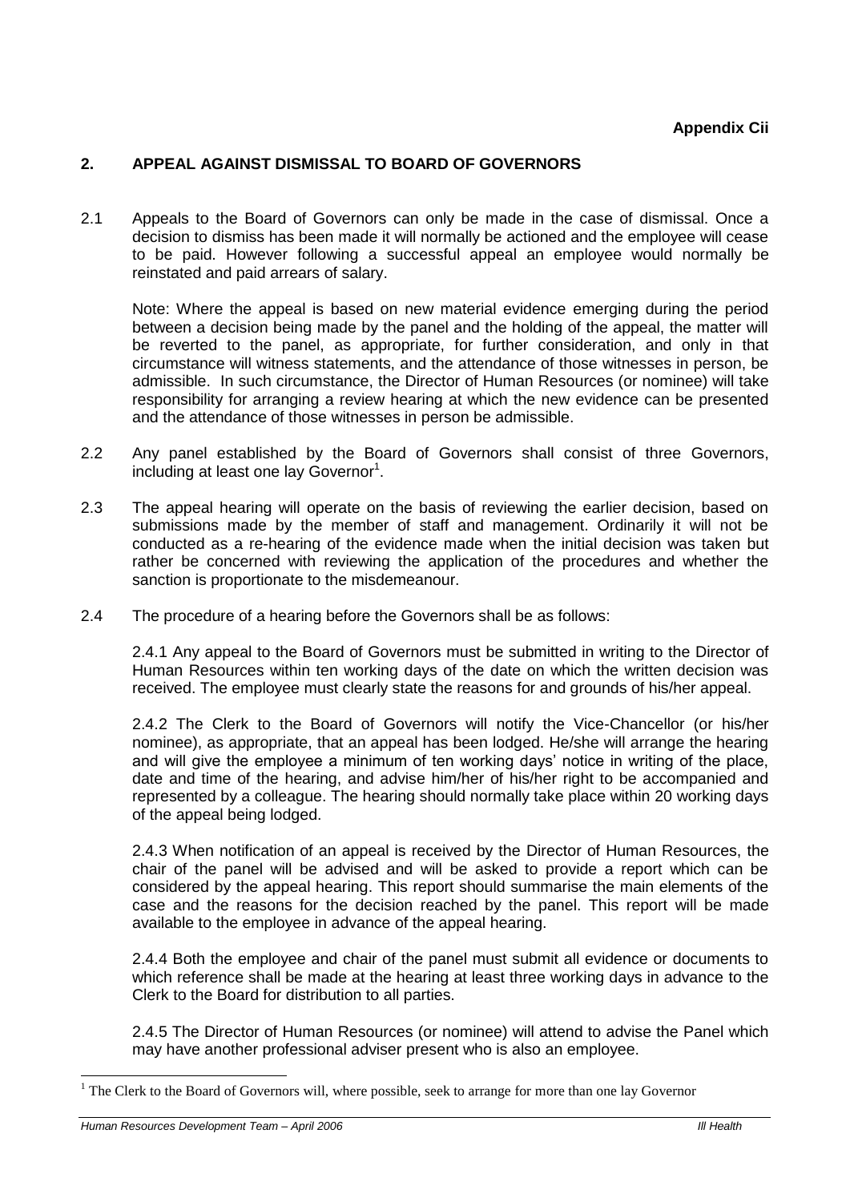**Appendix Cii**

## 2. APPEAL AGAINST DISMISSAL TO BOARD OF GOVERNORS

2.1 Appeals to the Board of Governors can only be made in the case of dismissal. Once a decision to dismiss has been made it will normally be actioned and the employee will cease to be paid. However following a successful appeal an employee would normally be reinstated and paid arrears of salary.

Note: Where the appeal is based on new material evidence emerging during the period between a decision being made by the panel and the holding of the appeal, the matter will be reverted to the panel, as appropriate, for further consideration, and only in that circumstance will witness statements, and the attendance of those witnesses in person, be admissible. In such circumstance, the Director of Human Resources (or nominee) will take responsibility for arranging a review hearing at which the new evidence can be presented and the attendance of those witnesses in person be admissible.

2.2 Any panel established by the Board of Governors shall consist of three Governors, including at least one lay Governor[1].

2.3 The appeal hearing will operate on the basis of reviewing the earlier decision, based on submissions made by the member of staff and management. Ordinarily it will not be conducted as a re-hearing of the evidence made when the initial decision was taken but rather be concerned with reviewing the application of the procedures and whether the sanction is proportionate to the misdemeanour.

2.4 The procedure of a hearing before the Governors shall be as follows:

2.4.1 Any appeal to the Board of Governors must be submitted in writing to the Director of Human Resources within ten working days of the date on which the written decision was received. The employee must clearly state the reasons for and grounds of his/her appeal.

2.4.2 The Clerk to the Board of Governors will notify the Vice-Chancellor (or his/her nominee), as appropriate, that an appeal has been lodged. He/she will arrange the hearing and will give the employee a minimum of ten working days' notice in writing of the place, date and time of the hearing, and advise him/her of his/her right to be accompanied and represented by a colleague. The hearing should normally take place within 20 working days of the appeal being lodged.

2.4.3 When notification of an appeal is received by the Director of Human Resources, the chair of the panel will be advised and will be asked to provide a report which can be considered by the appeal hearing. This report should summarise the main elements of the case and the reasons for the decision reached by the panel. This report will be made available to the employee in advance of the appeal hearing.

2.4.4 Both the employee and chair of the panel must submit all evidence or documents to which reference shall be made at the hearing at least three working days in advance to the Clerk to the Board for distribution to all parties.

2.4.5 The Director of Human Resources (or nominee) will attend to advise the Panel which may have another professional adviser present who is also an employee.

---

[1] The Clerk to the Board of Governors will, where possible, seek to arrange for more than one lay Governor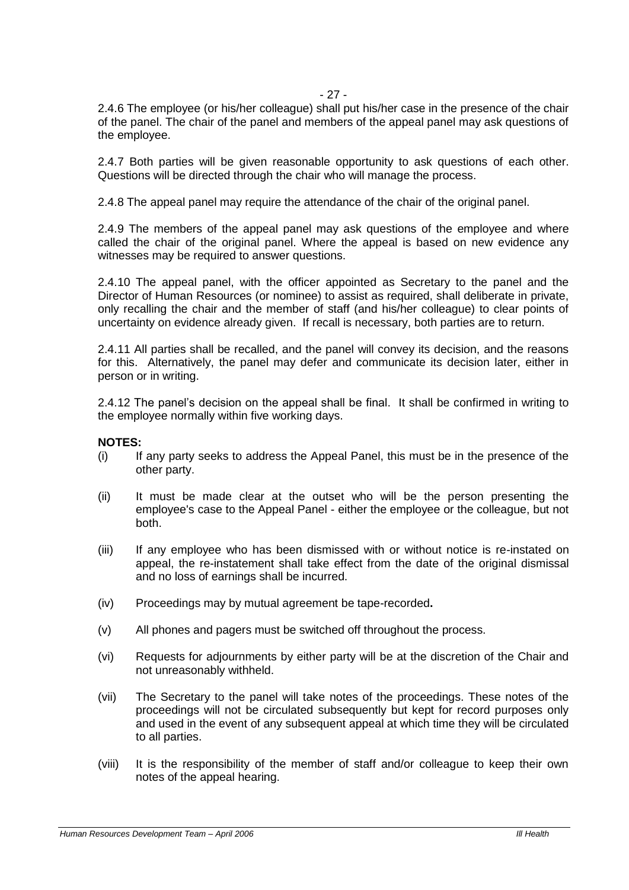2.4.6 The employee (or his/her colleague) shall put his/her case in the presence of the chair of the panel. The chair of the panel and members of the appeal panel may ask questions of the employee.

2.4.7 Both parties will be given reasonable opportunity to ask questions of each other. Questions will be directed through the chair who will manage the process.

2.4.8 The appeal panel may require the attendance of the chair of the original panel.

2.4.9 The members of the appeal panel may ask questions of the employee and where called the chair of the original panel. Where the appeal is based on new evidence any witnesses may be required to answer questions.

2.4.10 The appeal panel, with the officer appointed as Secretary to the panel and the Director of Human Resources (or nominee) to assist as required, shall deliberate in private, only recalling the chair and the member of staff (and his/her colleague) to clear points of uncertainty on evidence already given. If recall is necessary, both parties are to return.

2.4.11 All parties shall be recalled, and the panel will convey its decision, and the reasons for this. Alternatively, the panel may defer and communicate its decision later, either in person or in writing.

2.4.12 The panel's decision on the appeal shall be final. It shall be confirmed in writing to the employee normally within five working days.

**NOTES:**

(i) If any party seeks to address the Appeal Panel, this must be in the presence of the other party.

(ii) It must be made clear at the outset who will be the person presenting the employee's case to the Appeal Panel - either the employee or the colleague, but not both.

(iii) If any employee who has been dismissed with or without notice is re-instated on appeal, the re-instatement shall take effect from the date of the original dismissal and no loss of earnings shall be incurred.

(iv) Proceedings may by mutual agreement be tape-recorded**.**

(v) All phones and pagers must be switched off throughout the process.

(vi) Requests for adjournments by either party will be at the discretion of the Chair and not unreasonably withheld.

(vii) The Secretary to the panel will take notes of the proceedings. These notes of the proceedings will not be circulated subsequently but kept for record purposes only and used in the event of any subsequent appeal at which time they will be circulated to all parties.

(viii) It is the responsibility of the member of staff and/or colleague to keep their own notes of the appeal hearing.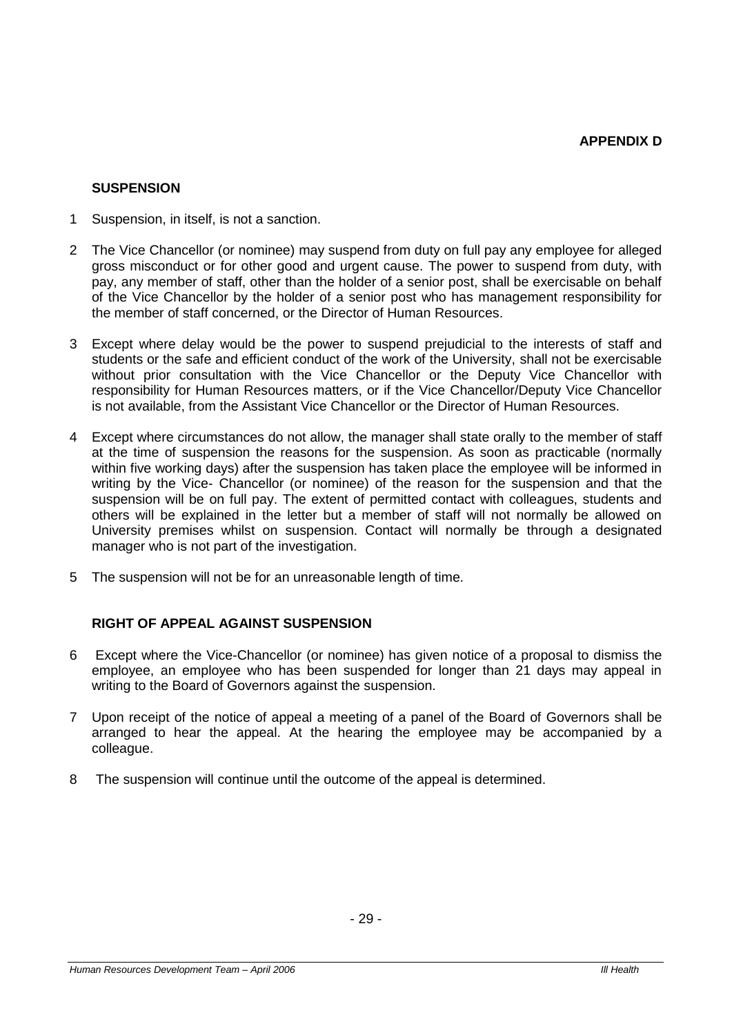**APPENDIX D**

**SUSPENSION**

1 Suspension, in itself, is not a sanction.

2 The Vice Chancellor (or nominee) may suspend from duty on full pay any employee for alleged gross misconduct or for other good and urgent cause. The power to suspend from duty, with pay, any member of staff, other than the holder of a senior post, shall be exercisable on behalf of the Vice Chancellor by the holder of a senior post who has management responsibility for the member of staff concerned, or the Director of Human Resources.

3 Except where delay would be the power to suspend prejudicial to the interests of staff and students or the safe and efficient conduct of the work of the University, shall not be exercisable without prior consultation with the Vice Chancellor or the Deputy Vice Chancellor with responsibility for Human Resources matters, or if the Vice Chancellor/Deputy Vice Chancellor is not available, from the Assistant Vice Chancellor or the Director of Human Resources.

4 Except where circumstances do not allow, the manager shall state orally to the member of staff at the time of suspension the reasons for the suspension. As soon as practicable (normally within five working days) after the suspension has taken place the employee will be informed in writing by the Vice- Chancellor (or nominee) of the reason for the suspension and that the suspension will be on full pay. The extent of permitted contact with colleagues, students and others will be explained in the letter but a member of staff will not normally be allowed on University premises whilst on suspension. Contact will normally be through a designated manager who is not part of the investigation.

5 The suspension will not be for an unreasonable length of time.

**RIGHT OF APPEAL AGAINST SUSPENSION**

6 Except where the Vice-Chancellor (or nominee) has given notice of a proposal to dismiss the employee, an employee who has been suspended for longer than 21 days may appeal in writing to the Board of Governors against the suspension.

7 Upon receipt of the notice of appeal a meeting of a panel of the Board of Governors shall be arranged to hear the appeal. At the hearing the employee may be accompanied by a colleague.

8 The suspension will continue until the outcome of the appeal is determined.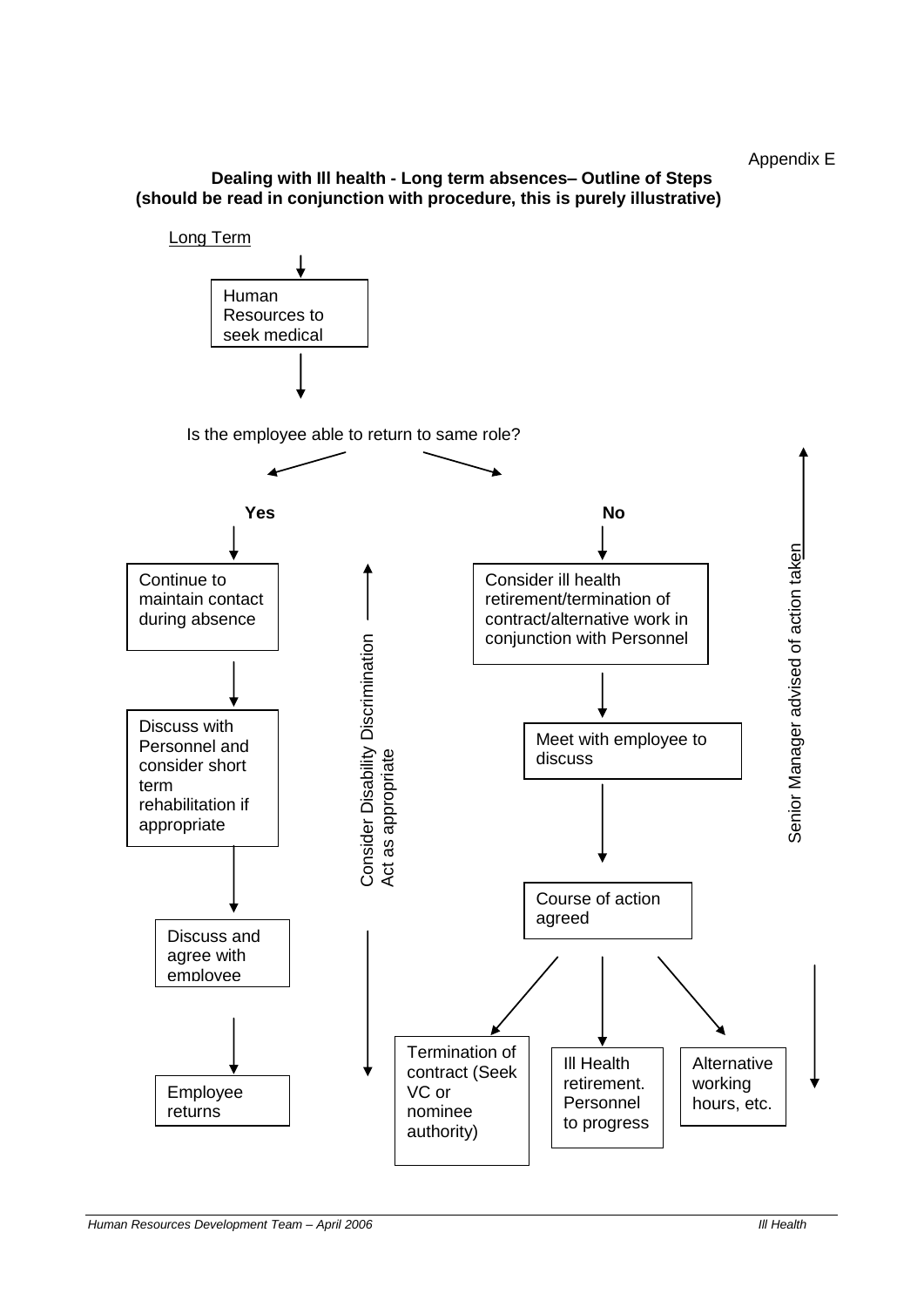Appendix E

**Dealing with Ill health - Long term absences– Outline of Steps**
**(should be read in conjunction with procedure, this is purely illustrative)**

Long Term

Human Resources to seek medical

Is the employee able to return to same role?

**Yes**

- Continue to maintain contact during absence
- Discuss with Personnel and consider short term rehabilitation if appropriate
- Discuss and agree with employee
- Employee returns

**No**

- Consider ill health retirement/termination of contract/alternative work in conjunction with Personnel
- Meet with employee to discuss
- Course of action agreed
  - Termination of contract (Seek VC or nominee authority)
  - Ill Health retirement. Personnel to progress
  - Alternative working hours, etc.

Consider Disability Discrimination Act as appropriate

Senior Manager advised of action taken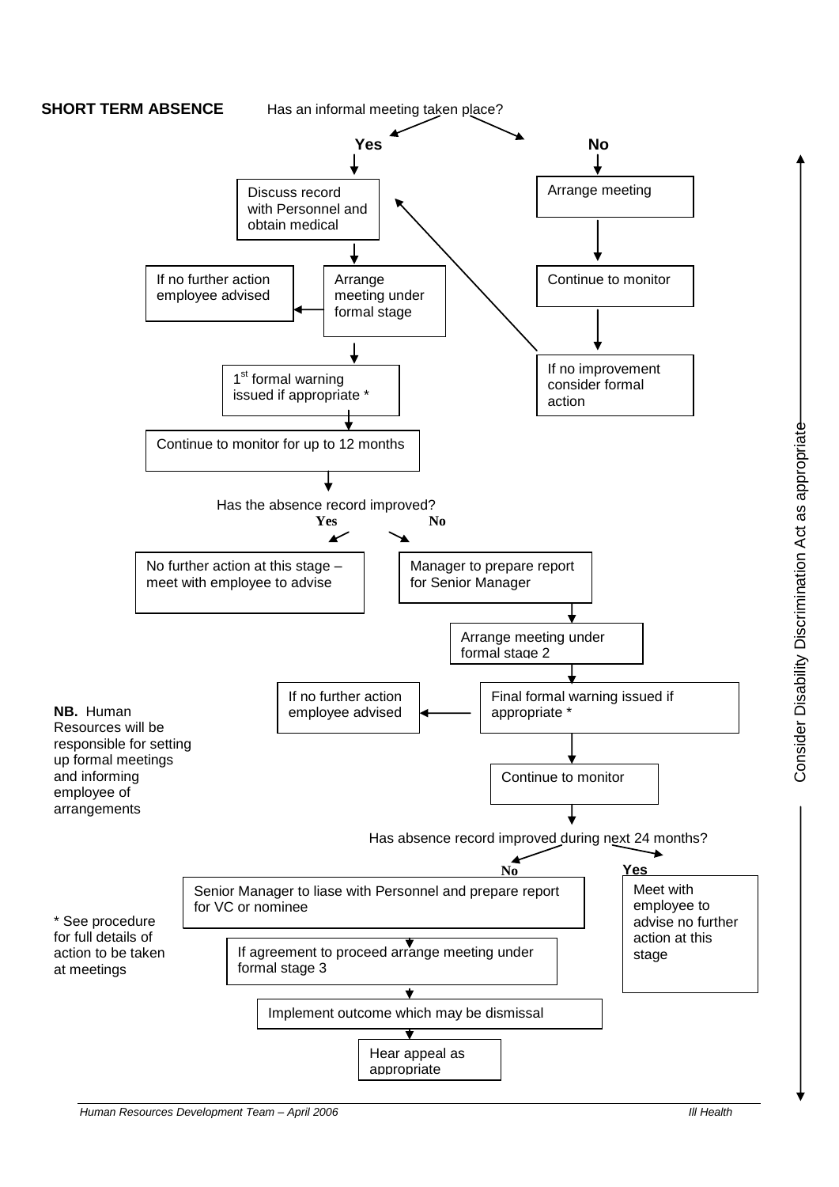**SHORT TERM ABSENCE**

Has an informal meeting taken place?

Yes

No

Discuss record with Personnel and obtain medical

Arrange meeting

If no further action employee advised

Arrange meeting under formal stage

Continue to monitor

1st formal warning issued if appropriate *

If no improvement consider formal action

Continue to monitor for up to 12 months

Has the absence record improved?

Yes

No

No further action at this stage – meet with employee to advise

Manager to prepare report for Senior Manager

Arrange meeting under formal stage 2

If no further action employee advised

Final formal warning issued if appropriate *

**NB.** Human Resources will be responsible for setting up formal meetings and informing employee of arrangements

Continue to monitor

Has absence record improved during next 24 months?

No

Yes

Senior Manager to liase with Personnel and prepare report for VC or nominee

Meet with employee to advise no further action at this stage

\* See procedure for full details of action to be taken at meetings

If agreement to proceed arrange meeting under formal stage 3

Implement outcome which may be dismissal

Hear appeal as appropriate

Consider Disability Discrimination Act as appropriate